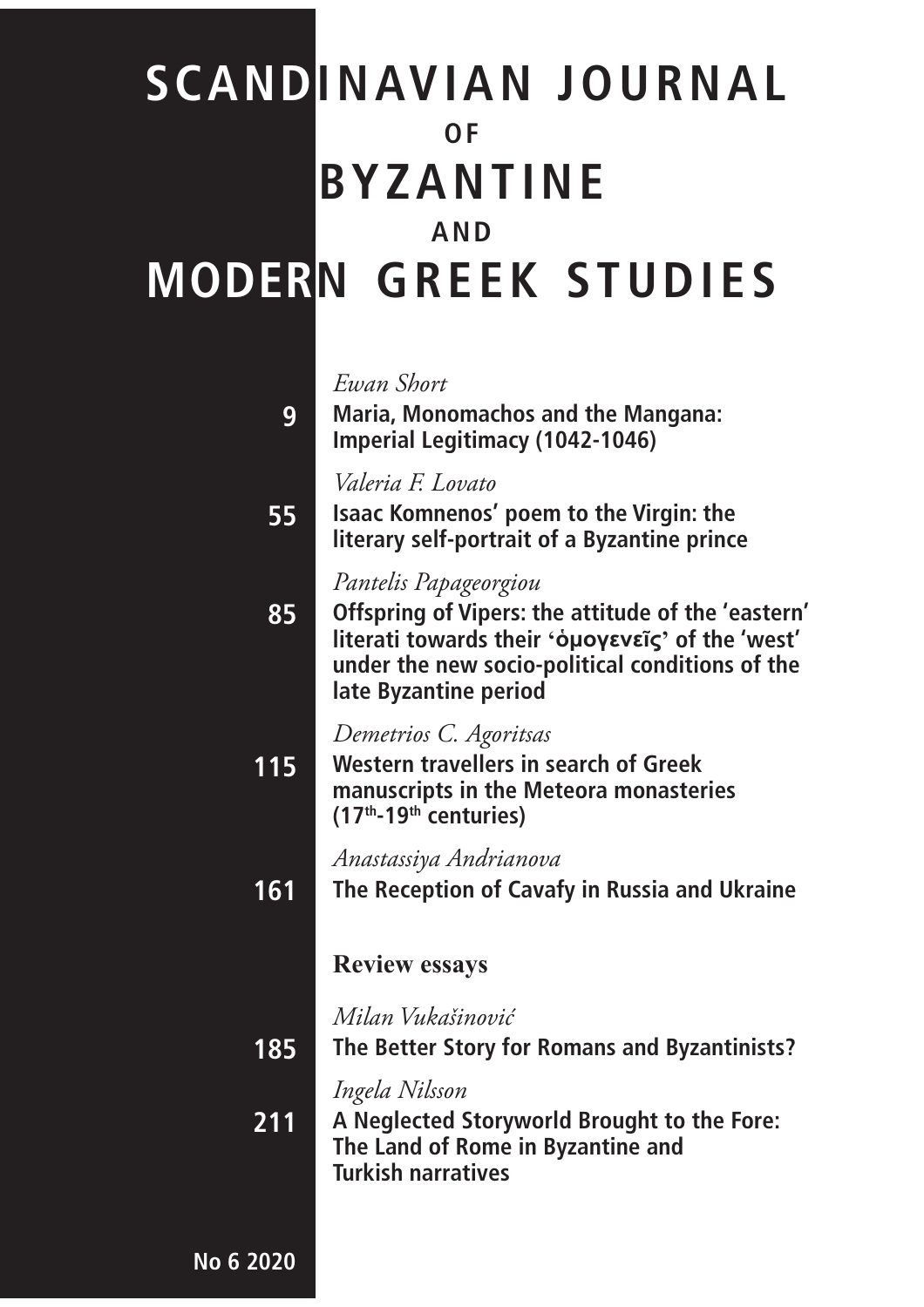# SCANDINAVIAN JOURNAL OF BYZANTINE AND MODERN GREEK STUDIES

*Ewan Short*

**9** **Maria, Monomachos and the Mangana: Imperial Legitimacy (1042-1046)**

*Valeria F. Lovato*

**55** **Isaac Komnenos' poem to the Virgin: the literary self-portrait of a Byzantine prince**

*Pantelis Papageorgiou*

**85** **Offspring of Vipers: the attitude of the 'eastern' literati towards their 'ὁμογενεῖς' of the 'west' under the new socio-political conditions of the late Byzantine period**

*Demetrios C. Agoritsas*

**115** **Western travellers in search of Greek manuscripts in the Meteora monasteries (17th-19th centuries)**

*Anastassiya Andrianova*

**161** **The Reception of Cavafy in Russia and Ukraine**

## Review essays

*Milan Vukašinović*

**185** **The Better Story for Romans and Byzantinists?**

*Ingela Nilsson*

**211** **A Neglected Storyworld Brought to the Fore: The Land of Rome in Byzantine and Turkish narratives**

**No 6 2020**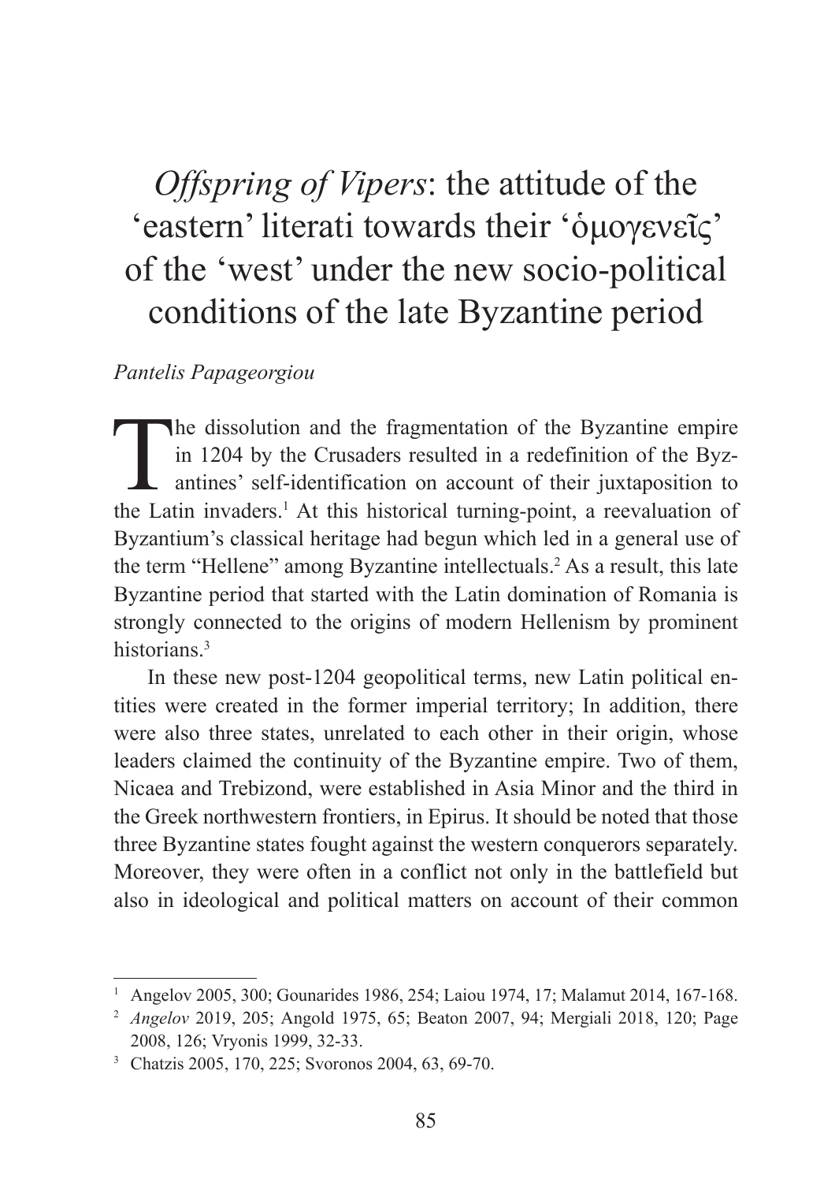# *Offspring of Vipers*: the attitude of the 'eastern' literati towards their 'ὁμογενεῖς' of the 'west' under the new socio-political conditions of the late Byzantine period

*Pantelis Papageorgiou*

The dissolution and the fragmentation of the Byzantine empire in 1204 by the Crusaders resulted in a redefinition of the Byzantines' self-identification on account of their juxtaposition to the Latin invaders.[1] At this historical turning-point, a reevaluation of Byzantium's classical heritage had begun which led in a general use of the term "Hellene" among Byzantine intellectuals.[2] As a result, this late Byzantine period that started with the Latin domination of Romania is strongly connected to the origins of modern Hellenism by prominent historians.[3]

In these new post-1204 geopolitical terms, new Latin political entities were created in the former imperial territory; In addition, there were also three states, unrelated to each other in their origin, whose leaders claimed the continuity of the Byzantine empire. Two of them, Nicaea and Trebizond, were established in Asia Minor and the third in the Greek northwestern frontiers, in Epirus. It should be noted that those three Byzantine states fought against the western conquerors separately. Moreover, they were often in a conflict not only in the battlefield but also in ideological and political matters on account of their common

---

[1] Angelov 2005, 300; Gounarides 1986, 254; Laiou 1974, 17; Malamut 2014, 167-168.

[2] *Angelov* 2019, 205; Angold 1975, 65; Beaton 2007, 94; Mergiali 2018, 120; Page 2008, 126; Vryonis 1999, 32-33.

[3] Chatzis 2005, 170, 225; Svoronos 2004, 63, 69-70.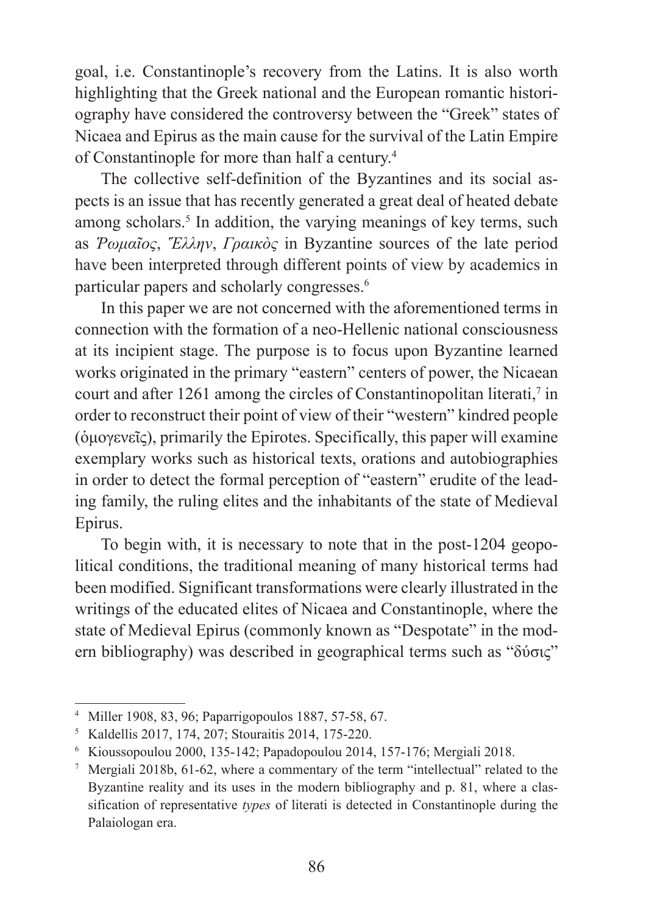goal, i.e. Constantinople's recovery from the Latins. It is also worth highlighting that the Greek national and the European romantic historiography have considered the controversy between the "Greek" states of Nicaea and Epirus as the main cause for the survival of the Latin Empire of Constantinople for more than half a century.[4]

The collective self-definition of the Byzantines and its social aspects is an issue that has recently generated a great deal of heated debate among scholars.[5] In addition, the varying meanings of key terms, such as *Ῥωμαῖος*, *Ἕλλην*, *Γραικὸς* in Byzantine sources of the late period have been interpreted through different points of view by academics in particular papers and scholarly congresses.[6]

In this paper we are not concerned with the aforementioned terms in connection with the formation of a neo-Hellenic national consciousness at its incipient stage. The purpose is to focus upon Byzantine learned works originated in the primary "eastern" centers of power, the Nicaean court and after 1261 among the circles of Constantinopolitan literati,[7] in order to reconstruct their point of view of their "western" kindred people (ὁμογενεῖς), primarily the Epirotes. Specifically, this paper will examine exemplary works such as historical texts, orations and autobiographies in order to detect the formal perception of "eastern" erudite of the leading family, the ruling elites and the inhabitants of the state of Medieval Epirus.

To begin with, it is necessary to note that in the post-1204 geopolitical conditions, the traditional meaning of many historical terms had been modified. Significant transformations were clearly illustrated in the writings of the educated elites of Nicaea and Constantinople, where the state of Medieval Epirus (commonly known as "Despotate" in the modern bibliography) was described in geographical terms such as "δύσις"

---

[4] Miller 1908, 83, 96; Paparrigopoulos 1887, 57-58, 67.

[5] Kaldellis 2017, 174, 207; Stouraitis 2014, 175-220.

[6] Kioussopoulou 2000, 135-142; Papadopoulou 2014, 157-176; Mergiali 2018.

[7] Mergiali 2018b, 61-62, where a commentary of the term "intellectual" related to the Byzantine reality and its uses in the modern bibliography and p. 81, where a classification of representative *types* of literati is detected in Constantinople during the Palaiologan era.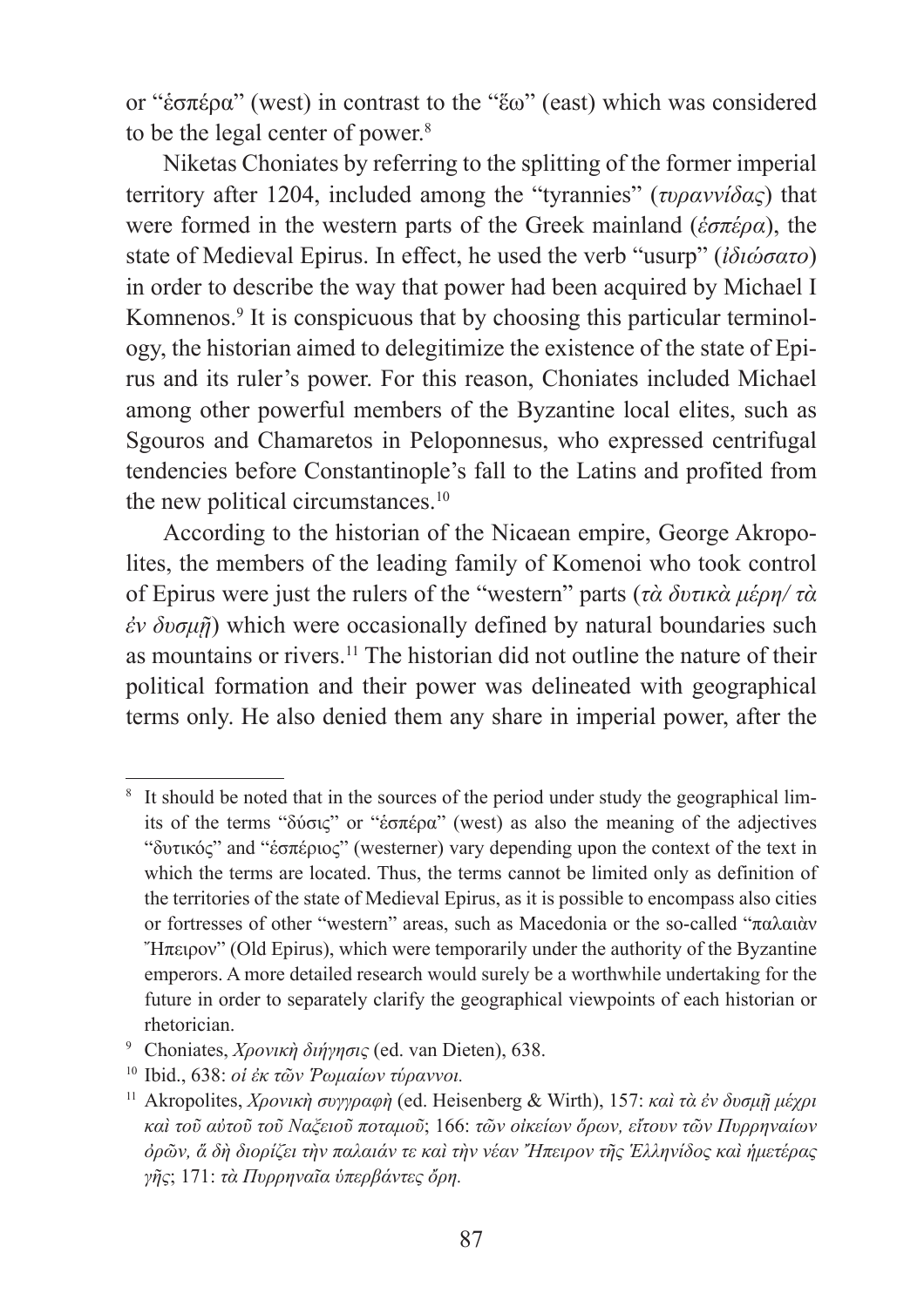or "ἑσπέρα" (west) in contrast to the "ἕω" (east) which was considered to be the legal center of power.[8]

Niketas Choniates by referring to the splitting of the former imperial territory after 1204, included among the "tyrannies" (*τυραννίδας*) that were formed in the western parts of the Greek mainland (*ἑσπέρα*), the state of Medieval Epirus. In effect, he used the verb "usurp" (*ἰδιώσατο*) in order to describe the way that power had been acquired by Michael I Komnenos.[9] It is conspicuous that by choosing this particular terminology, the historian aimed to delegitimize the existence of the state of Epirus and its ruler's power. For this reason, Choniates included Michael among other powerful members of the Byzantine local elites, such as Sgouros and Chamaretos in Peloponnesus, who expressed centrifugal tendencies before Constantinople's fall to the Latins and profited from the new political circumstances.[10]

According to the historian of the Nicaean empire, George Akropolites, the members of the leading family of Komenoi who took control of Epirus were just the rulers of the "western" parts (*τὰ δυτικὰ μέρη/ τὰ ἐν δυσμῇ*) which were occasionally defined by natural boundaries such as mountains or rivers.[11] The historian did not outline the nature of their political formation and their power was delineated with geographical terms only. He also denied them any share in imperial power, after the

---

[8] It should be noted that in the sources of the period under study the geographical limits of the terms "δύσις" or "ἑσπέρα" (west) as also the meaning of the adjectives "δυτικός" and "ἑσπέριος" (westerner) vary depending upon the context of the text in which the terms are located. Thus, the terms cannot be limited only as definition of the territories of the state of Medieval Epirus, as it is possible to encompass also cities or fortresses of other "western" areas, such as Macedonia or the so-called "παλαιὰν Ἤπειρον" (Old Epirus), which were temporarily under the authority of the Byzantine emperors. A more detailed research would surely be a worthwhile undertaking for the future in order to separately clarify the geographical viewpoints of each historian or rhetorician.

[9] Choniates, *Χρονικὴ διήγησις* (ed. van Dieten), 638.

[10] Ibid., 638: *οἱ ἐκ τῶν Ῥωμαίων τύραννοι.*

[11] Akropolites, *Χρονικὴ συγγραφὴ* (ed. Heisenberg & Wirth), 157: *καὶ τὰ ἐν δυσμῇ μέχρι καὶ τοῦ αὐτοῦ τοῦ Ναξειοῦ ποταμοῦ*; 166: *τῶν οἰκείων ὅρων, εἴτουν τῶν Πυρρηναίων ὀρῶν, ἃ δὴ διορίζει τὴν παλαιάν τε καὶ τὴν νέαν Ἤπειρον τῆς Ἑλληνίδος καὶ ἡμετέρας γῆς*; 171: *τὰ Πυρρηναῖα ὑπερβάντες ὄρη.*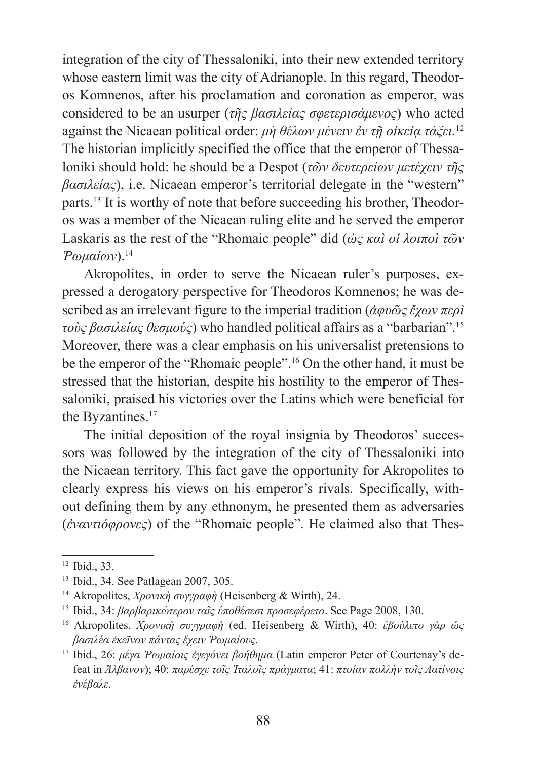integration of the city of Thessaloniki, into their new extended territory whose eastern limit was the city of Adrianople. In this regard, Theodoros Komnenos, after his proclamation and coronation as emperor, was considered to be an usurper (*τῆς βασιλείας σφετερισάμενος*) who acted against the Nicaean political order: *μὴ θέλων μένειν ἐν τῇ οἰκείᾳ τάξει.*[12] The historian implicitly specified the office that the emperor of Thessaloniki should hold: he should be a Despot (*τῶν δευτερείων μετέχειν τῆς βασιλείας*), i.e. Nicaean emperor's territorial delegate in the "western" parts.[13] It is worthy of note that before succeeding his brother, Theodoros was a member of the Nicaean ruling elite and he served the emperor Laskaris as the rest of the "Rhomaic people" did (*ὡς καὶ οἱ λοιποὶ τῶν Ῥωμαίων*).[14]

Akropolites, in order to serve the Nicaean ruler's purposes, expressed a derogatory perspective for Theodoros Komnenos; he was described as an irrelevant figure to the imperial tradition (*ἀφυῶς ἔχων περὶ τοὺς βασιλείας θεσμούς*) who handled political affairs as a "barbarian".[15] Moreover, there was a clear emphasis on his universalist pretensions to be the emperor of the "Rhomaic people".[16] On the other hand, it must be stressed that the historian, despite his hostility to the emperor of Thessaloniki, praised his victories over the Latins which were beneficial for the Byzantines.[17]

The initial deposition of the royal insignia by Theodoros' successors was followed by the integration of the city of Thessaloniki into the Nicaean territory. This fact gave the opportunity for Akropolites to clearly express his views on his emperor's rivals. Specifically, without defining them by any ethnonym, he presented them as adversaries (*ἐναντιόφρονες*) of the "Rhomaic people". He claimed also that Thes-

---

[12] Ibid., 33.

[13] Ibid., 34. See Patlagean 2007, 305.

[14] Akropolites, *Χρονικὴ συγγραφὴ* (Heisenberg & Wirth), 24.

[15] Ibid., 34: *βαρβαρικώτερον ταῖς ὑποθέσεσι προσεφέρετο*. See Page 2008, 130.

[16] Akropolites, *Χρονικὴ συγγραφὴ* (ed. Heisenberg & Wirth), 40: *ἐβούλετο γὰρ ὡς βασιλέα ἐκεῖνον πάντας ἔχειν Ῥωμαίους*.

[17] Ibid., 26: *μέγα Ῥωμαίοις ἐγεγόνει βοήθημα* (Latin emperor Peter of Courtenay's defeat in *Ἄλβανον*); 40: *παρέσχε τοῖς Ἰταλοῖς πράγματα*; 41: *πτοίαν πολλὴν τοῖς Λατίνοις ἐνέβαλε*.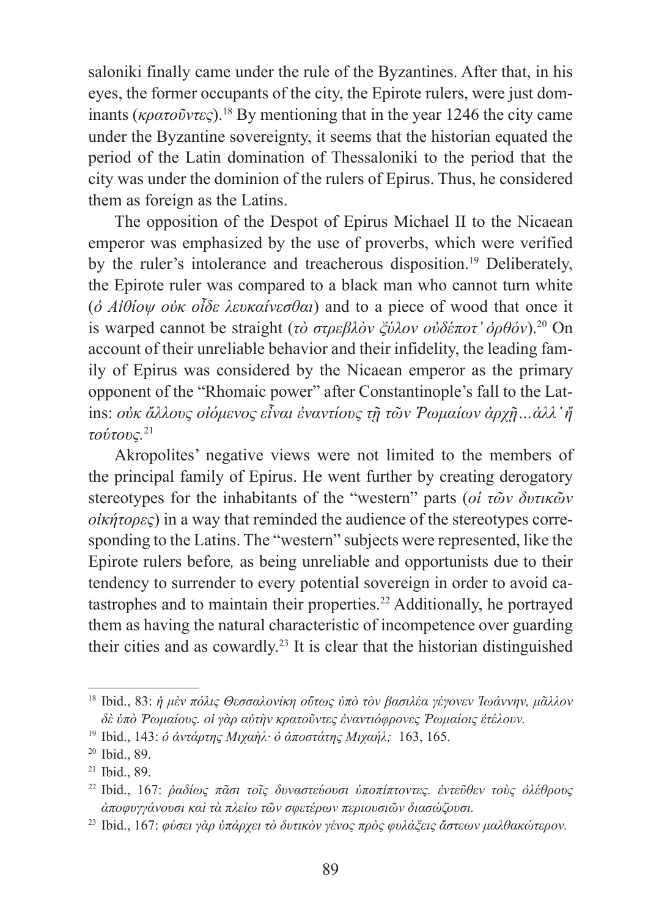saloniki finally came under the rule of the Byzantines. After that, in his eyes, the former occupants of the city, the Epirote rulers, were just dominants (*κρατοῦντες*).[18] By mentioning that in the year 1246 the city came under the Byzantine sovereignty, it seems that the historian equated the period of the Latin domination of Thessaloniki to the period that the city was under the dominion of the rulers of Epirus. Thus, he considered them as foreign as the Latins.

The opposition of the Despot of Epirus Michael II to the Nicaean emperor was emphasized by the use of proverbs, which were verified by the ruler's intolerance and treacherous disposition.[19] Deliberately, the Epirote ruler was compared to a black man who cannot turn white (*ὁ Αἰθίοψ οὐκ οἶδε λευκαίνεσθαι*) and to a piece of wood that once it is warped cannot be straight (*τὸ στρεβλὸν ξύλον οὐδέποτ' ὀρθόν*).[20] On account of their unreliable behavior and their infidelity, the leading family of Epirus was considered by the Nicaean emperor as the primary opponent of the "Rhomaic power" after Constantinople's fall to the Latins: *οὐκ ἄλλους οἰόμενος εἶναι ἐναντίους τῇ τῶν Ῥωμαίων ἀρχῇ…ἀλλ' ἤ τούτους.*[21]

Akropolites' negative views were not limited to the members of the principal family of Epirus. He went further by creating derogatory stereotypes for the inhabitants of the "western" parts (*οἱ τῶν δυτικῶν οἰκήτορες*) in a way that reminded the audience of the stereotypes corresponding to the Latins. The "western" subjects were represented, like the Epirote rulers before*,* as being unreliable and opportunists due to their tendency to surrender to every potential sovereign in order to avoid catastrophes and to maintain their properties.[22] Additionally, he portrayed them as having the natural characteristic of incompetence over guarding their cities and as cowardly.[23] It is clear that the historian distinguished

---

[18] Ibid., 83: *ἡ μὲν πόλις Θεσσαλονίκη οὕτως ὑπὸ τὸν βασιλέα γέγονεν Ἰωάννην, μᾶλλον δὲ ὑπὸ Ῥωμαίους. οἱ γὰρ αὐτὴν κρατοῦντες ἐναντιόφρονες Ῥωμαίοις ἐτέλουν.*

[19] Ibid., 143: *ὁ ἀντάρτης Μιχαὴλ· ὁ ἀποστάτης Μιχαήλ;* 163, 165.

[20] Ibid., 89.

[21] Ibid., 89.

[22] Ibid., 167: *ῥαδίως πᾶσι τοῖς δυναστεύουσι ὑποπίπτοντες. ἐντεῦθεν τοὺς ὀλέθρους ἀποφυγγάνουσι καὶ τὰ πλείω τῶν σφετέρων περιουσιῶν διασώζουσι.*

[23] Ibid., 167: *φύσει γὰρ ὑπάρχει τὸ δυτικὸν γένος πρὸς φυλάξεις ἄστεων μαλθακώτερον.*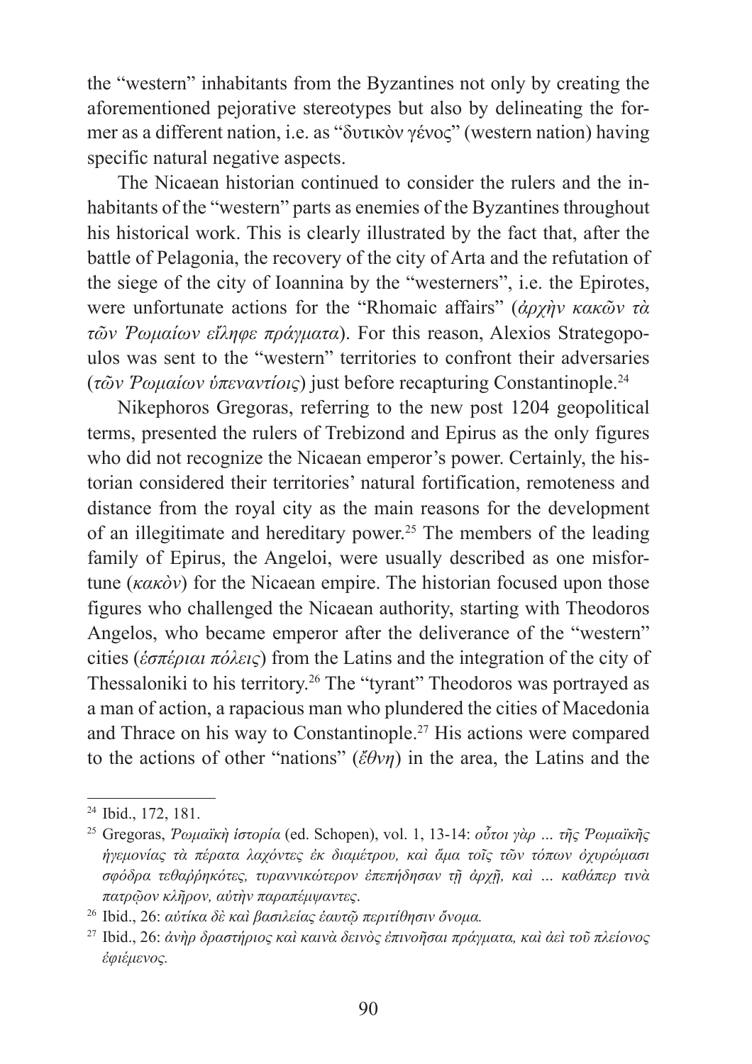the "western" inhabitants from the Byzantines not only by creating the aforementioned pejorative stereotypes but also by delineating the former as a different nation, i.e. as "δυτικὸν γένος" (western nation) having specific natural negative aspects.

The Nicaean historian continued to consider the rulers and the inhabitants of the "western" parts as enemies of the Byzantines throughout his historical work. This is clearly illustrated by the fact that, after the battle of Pelagonia, the recovery of the city of Arta and the refutation of the siege of the city of Ioannina by the "westerners", i.e. the Epirotes, were unfortunate actions for the "Rhomaic affairs" (*ἀρχὴν κακῶν τὰ τῶν Ῥωμαίων εἴληφε πράγματα*). For this reason, Alexios Strategopoulos was sent to the "western" territories to confront their adversaries (*τῶν Ῥωμαίων ὑπεναντίοις*) just before recapturing Constantinople.[24]

Nikephoros Gregoras, referring to the new post 1204 geopolitical terms, presented the rulers of Trebizond and Epirus as the only figures who did not recognize the Nicaean emperor's power. Certainly, the historian considered their territories' natural fortification, remoteness and distance from the royal city as the main reasons for the development of an illegitimate and hereditary power.[25] The members of the leading family of Epirus, the Angeloi, were usually described as one misfortune (*κακὸν*) for the Nicaean empire. The historian focused upon those figures who challenged the Nicaean authority, starting with Theodoros Angelos, who became emperor after the deliverance of the "western" cities (*ἑσπέριαι πόλεις*) from the Latins and the integration of the city of Thessaloniki to his territory.[26] The "tyrant" Theodoros was portrayed as a man of action, a rapacious man who plundered the cities of Macedonia and Thrace on his way to Constantinople.[27] His actions were compared to the actions of other "nations" (*ἔθνη*) in the area, the Latins and the

---

[24] Ibid., 172, 181.

[25] Gregoras, *Ῥωμαϊκὴ ἱστορία* (ed. Schopen), vol. 1, 13-14: *οὗτοι γὰρ ... τῆς Ῥωμαϊκῆς ἡγεμονίας τὰ πέρατα λαχόντες ἐκ διαμέτρου, καὶ ἅμα τοῖς τῶν τόπων ὀχυρώμασι σφόδρα τεθαῤῥηκότες, τυραννικώτερον ἐπεπήδησαν τῇ ἀρχῇ, καὶ ... καθάπερ τινὰ πατρῷον κλῆρον, αὐτὴν παραπέμψαντες.*

[26] Ibid., 26: *αὐτίκα δὲ καὶ βασιλείας ἑαυτῷ περιτίθησιν ὄνομα.*

[27] Ibid., 26: *ἀνὴρ δραστήριος καὶ καινὰ δεινὸς ἐπινοῆσαι πράγματα, καὶ ἀεὶ τοῦ πλείονος ἐφιέμενος.*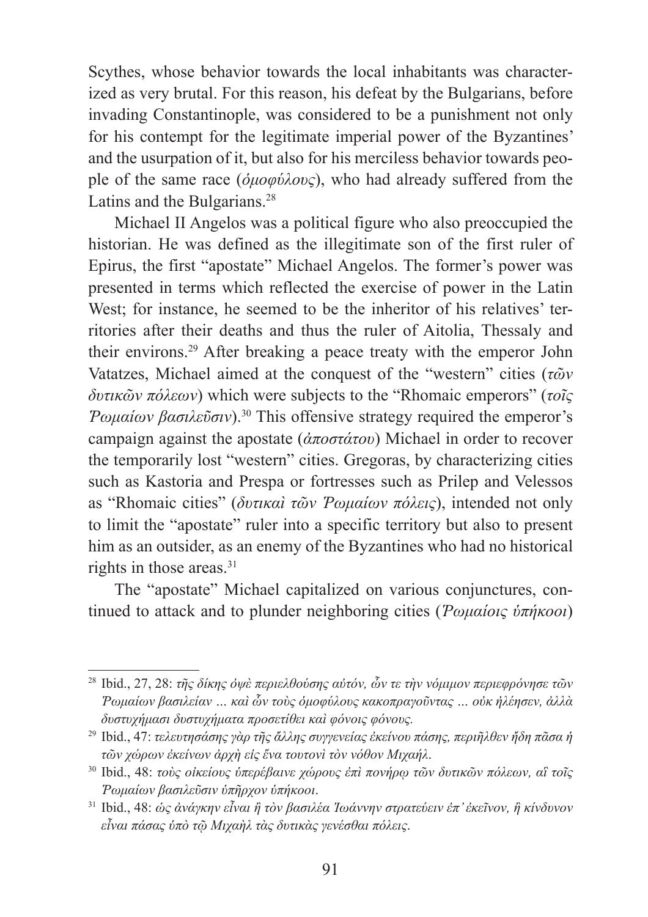Scythes, whose behavior towards the local inhabitants was characterized as very brutal. For this reason, his defeat by the Bulgarians, before invading Constantinople, was considered to be a punishment not only for his contempt for the legitimate imperial power of the Byzantines' and the usurpation of it, but also for his merciless behavior towards people of the same race (*ὁμοφύλους*), who had already suffered from the Latins and the Bulgarians.[28]

Michael II Angelos was a political figure who also preoccupied the historian. He was defined as the illegitimate son of the first ruler of Epirus, the first "apostate" Michael Angelos. The former's power was presented in terms which reflected the exercise of power in the Latin West; for instance, he seemed to be the inheritor of his relatives' territories after their deaths and thus the ruler of Aitolia, Thessaly and their environs.[29] After breaking a peace treaty with the emperor John Vatatzes, Michael aimed at the conquest of the "western" cities (*τῶν δυτικῶν πόλεων*) which were subjects to the "Rhomaic emperors" (*τοῖς Ῥωμαίων βασιλεῦσιν*).[30] This offensive strategy required the emperor's campaign against the apostate (*ἀποστάτου*) Michael in order to recover the temporarily lost "western" cities. Gregoras, by characterizing cities such as Kastoria and Prespa or fortresses such as Prilep and Velessos as "Rhomaic cities" (*δυτικαὶ τῶν Ῥωμαίων πόλεις*), intended not only to limit the "apostate" ruler into a specific territory but also to present him as an outsider, as an enemy of the Byzantines who had no historical rights in those areas.[31]

The "apostate" Michael capitalized on various conjunctures, continued to attack and to plunder neighboring cities (*Ῥωμαίοις ὑπήκοοι*)

---

[28] Ibid., 27, 28: *τῆς δίκης ὀψὲ περιελθούσης αὐτόν, ὧν τε τὴν νόμιμον περιεφρόνησε τῶν Ῥωμαίων βασιλείαν … καὶ ὧν τοὺς ὁμοφύλους κακοπραγοῦντας … οὐκ ἠλέησεν, ἀλλὰ δυστυχήμασι δυστυχήματα προσετίθει καὶ φόνοις φόνους.*

[29] Ibid., 47: *τελευτησάσης γὰρ τῆς ἄλλης συγγενείας ἐκείνου πάσης, περιῆλθεν ἤδη πᾶσα ἡ τῶν χώρων ἐκείνων ἀρχὴ εἰς ἕνα τουτονὶ τὸν νόθον Μιχαήλ.*

[30] Ibid., 48: *τοὺς οἰκείους ὑπερέβαινε χώρους ἐπὶ πονήρῳ τῶν δυτικῶν πόλεων, αἳ τοῖς Ῥωμαίων βασιλεῦσιν ὑπῆρχον ὑπήκοοι.*

[31] Ibid., 48: *ὡς ἀνάγκην εἶναι ἢ τὸν βασιλέα Ἰωάννην στρατεύειν ἐπ' ἐκεῖνον, ἢ κίνδυνον εἶναι πάσας ὑπὸ τῷ Μιχαὴλ τὰς δυτικὰς γενέσθαι πόλεις.*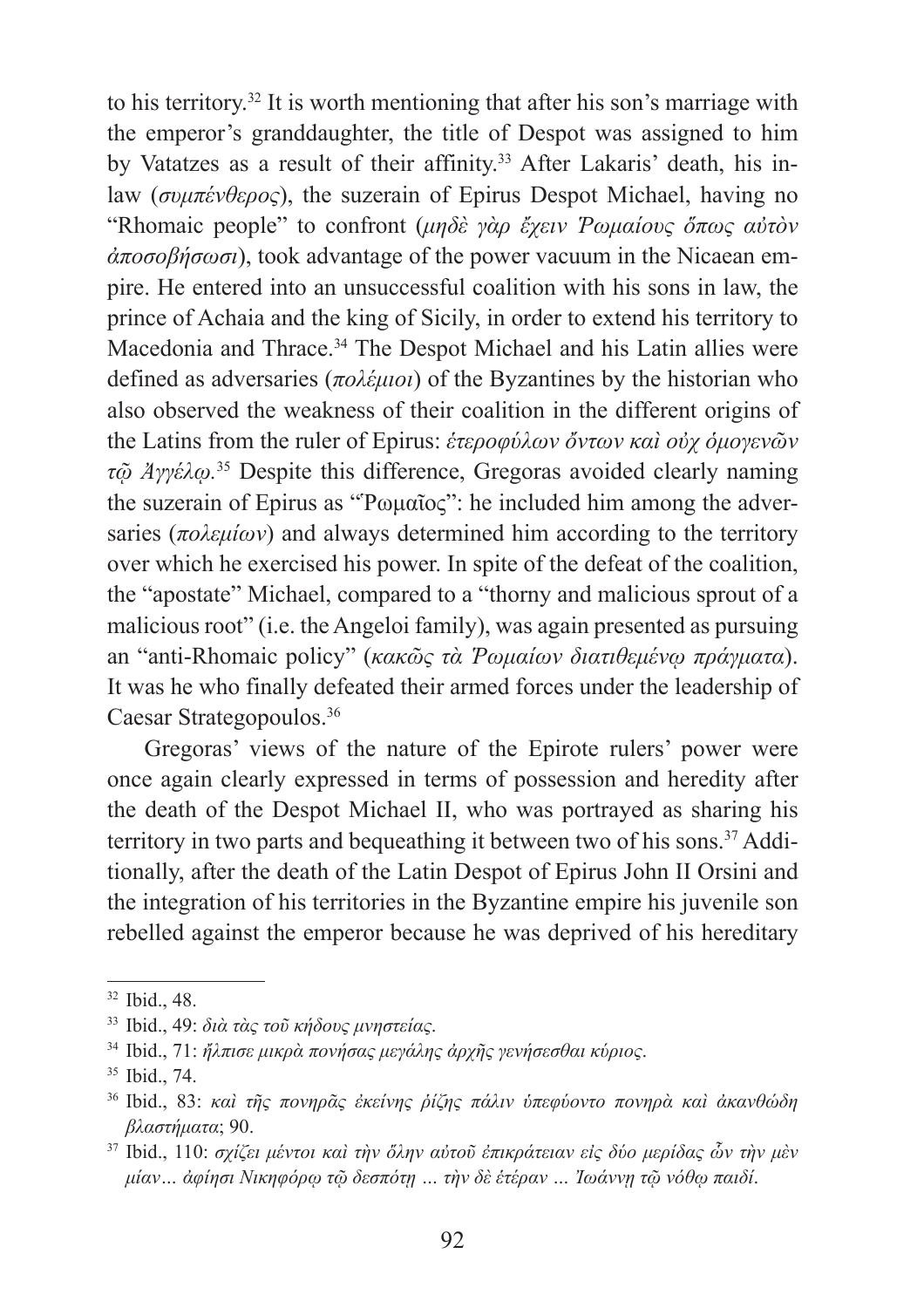to his territory.[32] It is worth mentioning that after his son's marriage with the emperor's granddaughter, the title of Despot was assigned to him by Vatatzes as a result of their affinity.[33] After Lakaris' death, his in-law (*συμπένθερος*), the suzerain of Epirus Despot Michael, having no "Rhomaic people" to confront (*μηδὲ γὰρ ἔχειν Ῥωμαίους ὅπως αὐτὸν ἀποσοβήσωσι*), took advantage of the power vacuum in the Nicaean empire. He entered into an unsuccessful coalition with his sons in law, the prince of Achaia and the king of Sicily, in order to extend his territory to Macedonia and Thrace.[34] The Despot Michael and his Latin allies were defined as adversaries (*πολέμιοι*) of the Byzantines by the historian who also observed the weakness of their coalition in the different origins of the Latins from the ruler of Epirus: *ἑτεροφύλων ὄντων καὶ οὐχ ὁμογενῶν τῷ Ἀγγέλῳ.*[35] Despite this difference, Gregoras avoided clearly naming the suzerain of Epirus as "Ῥωμαῖος": he included him among the adversaries (*πολεμίων*) and always determined him according to the territory over which he exercised his power. In spite of the defeat of the coalition, the "apostate" Michael, compared to a "thorny and malicious sprout of a malicious root" (i.e. the Angeloi family), was again presented as pursuing an "anti-Rhomaic policy" (*κακῶς τὰ Ῥωμαίων διατιθεμένῳ πράγματα*). It was he who finally defeated their armed forces under the leadership of Caesar Strategopoulos.[36]

Gregoras' views of the nature of the Epirote rulers' power were once again clearly expressed in terms of possession and heredity after the death of the Despot Michael II, who was portrayed as sharing his territory in two parts and bequeathing it between two of his sons.[37] Additionally, after the death of the Latin Despot of Epirus John II Orsini and the integration of his territories in the Byzantine empire his juvenile son rebelled against the emperor because he was deprived of his hereditary

---

[32] Ibid., 48.

[33] Ibid., 49: *διὰ τὰς τοῦ κήδους μνηστείας.*

[34] Ibid., 71: *ἤλπισε μικρὰ πονήσας μεγάλης ἀρχῆς γενήσεσθαι κύριος.*

[35] Ibid., 74.

[36] Ibid., 83: *καὶ τῆς πονηρᾶς ἐκείνης ῥίζης πάλιν ὑπεφύοντο πονηρὰ καὶ ἀκανθώδη βλαστήματα*; 90.

[37] Ibid., 110: *σχίζει μέντοι καὶ τὴν ὅλην αὐτοῦ ἐπικράτειαν εἰς δύο μερίδας ὧν τὴν μὲν μίαν… ἀφίησι Νικηφόρῳ τῷ δεσπότῃ ... τὴν δὲ ἑτέραν ... Ἰωάννῃ τῷ νόθῳ παιδί.*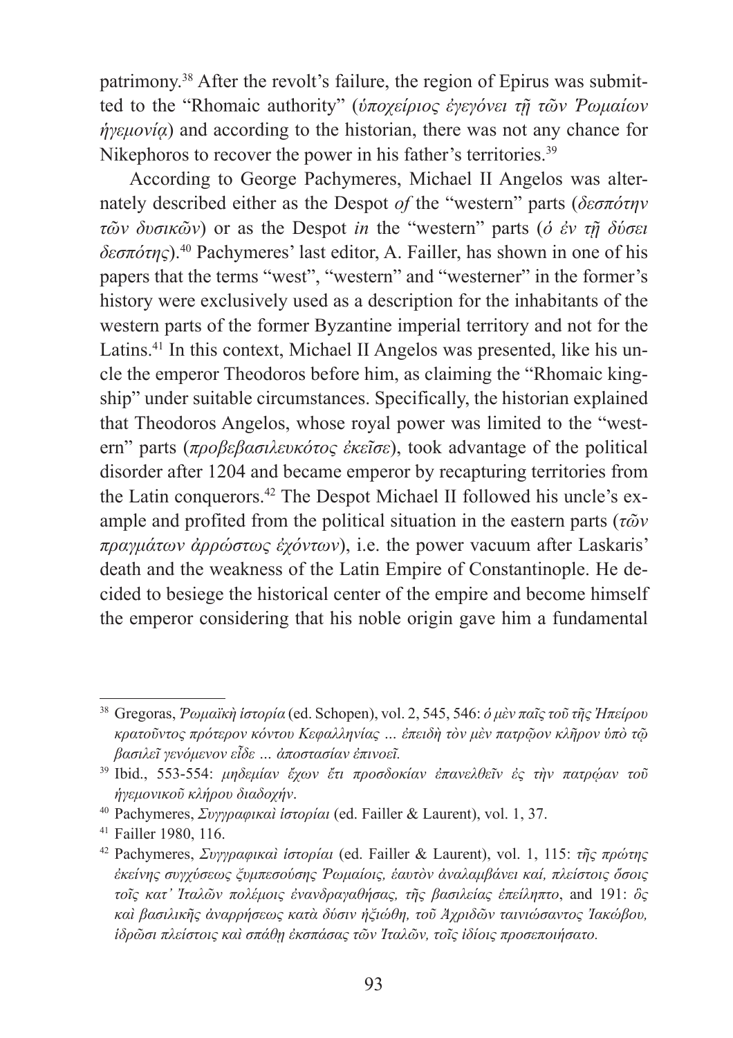patrimony.[38] After the revolt's failure, the region of Epirus was submitted to the "Rhomaic authority" (*ὑποχείριος ἐγεγόνει τῇ τῶν Ῥωμαίων ἡγεμονίᾳ*) and according to the historian, there was not any chance for Nikephoros to recover the power in his father's territories.[39]

According to George Pachymeres, Michael II Angelos was alternately described either as the Despot *of* the "western" parts (*δεσπότην τῶν δυσικῶν*) or as the Despot *in* the "western" parts (*ὁ ἐν τῇ δύσει δεσπότης*).[40] Pachymeres' last editor, A. Failler, has shown in one of his papers that the terms "west", "western" and "westerner" in the former's history were exclusively used as a description for the inhabitants of the western parts of the former Byzantine imperial territory and not for the Latins.[41] In this context, Michael II Angelos was presented, like his uncle the emperor Theodoros before him, as claiming the "Rhomaic kingship" under suitable circumstances. Specifically, the historian explained that Theodoros Angelos, whose royal power was limited to the "western" parts (*προβεβασιλευκότος ἐκεῖσε*), took advantage of the political disorder after 1204 and became emperor by recapturing territories from the Latin conquerors.[42] The Despot Michael II followed his uncle's example and profited from the political situation in the eastern parts (*τῶν πραγμάτων ἀρρώστως ἐχόντων*), i.e. the power vacuum after Laskaris' death and the weakness of the Latin Empire of Constantinople. He decided to besiege the historical center of the empire and become himself the emperor considering that his noble origin gave him a fundamental

---

[38] Gregoras, *Ῥωμαϊκὴ ἱστορία* (ed. Schopen), vol. 2, 545, 546: *ὁ μὲν παῖς τοῦ τῆς Ἠπείρου κρατοῦντος πρότερον κόντου Κεφαλληνίας … ἐπειδὴ τὸν μὲν πατρῷον κλῆρον ὑπὸ τῷ βασιλεῖ γενόμενον εἶδε … ἀποστασίαν ἐπινοεῖ.*

[39] Ibid., 553-554: *μηδεμίαν ἔχων ἔτι προσδοκίαν ἐπανελθεῖν ἐς τὴν πατρῴαν τοῦ ἡγεμονικοῦ κλήρου διαδοχήν*.

[40] Pachymeres, *Συγγραφικαὶ ἱστορίαι* (ed. Failler & Laurent), vol. 1, 37.

[41] Failler 1980, 116.

[42] Pachymeres, *Συγγραφικαὶ ἱστορίαι* (ed. Failler & Laurent), vol. 1, 115: *τῆς πρώτης ἐκείνης συγχύσεως ξυμπεσούσης Ῥωμαίοις, ἑαυτὸν ἀναλαμβάνει καί, πλείστοις ὅσοις τοῖς κατ' Ἰταλῶν πολέμοις ἐνανδραγαθήσας, τῆς βασιλείας ἐπείληπτο*, and 191: *ὃς καὶ βασιλικῆς ἀναρρήσεως κατὰ δύσιν ἠξιώθη, τοῦ Ἀχριδῶν ταινιώσαντος Ἰακώβου, ἱδρῶσι πλείστοις καὶ σπάθῃ ἐκσπάσας τῶν Ἰταλῶν, τοῖς ἰδίοις προσεποιήσατο.*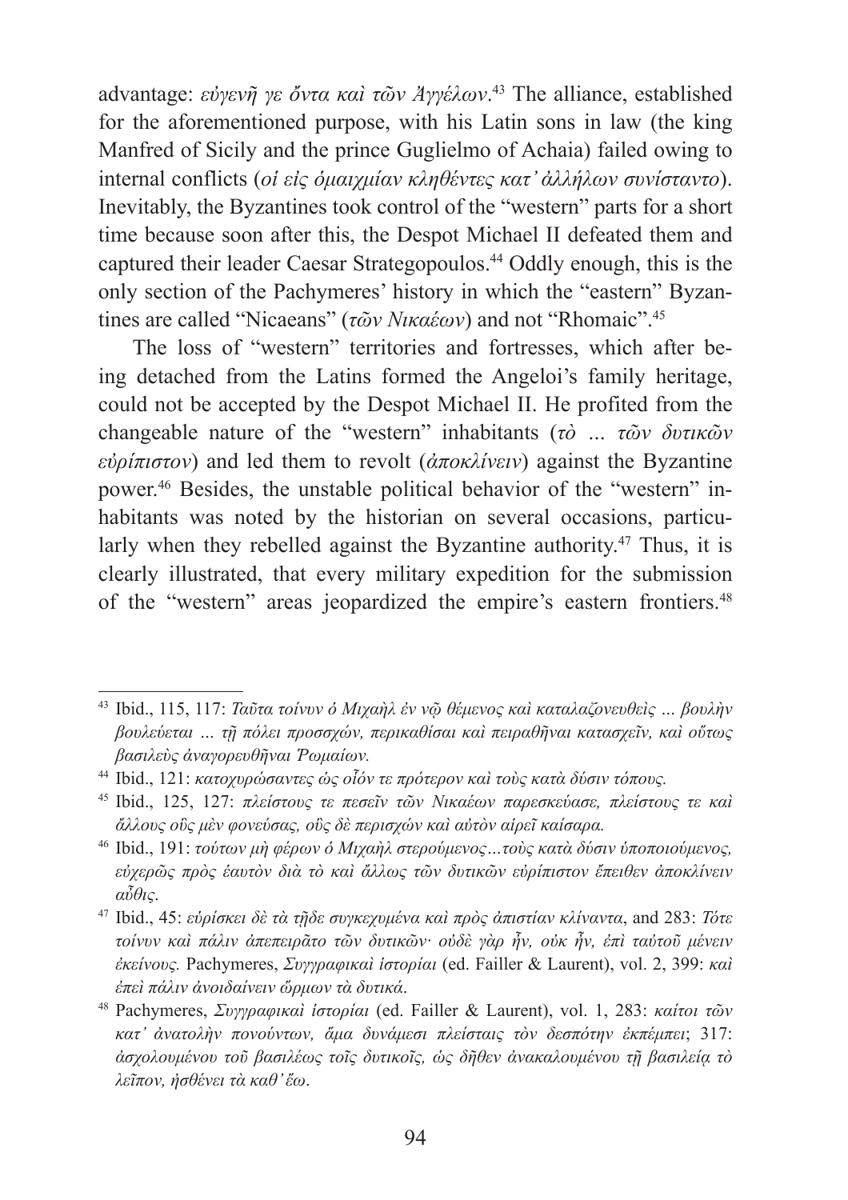advantage: *εὐγενῆ γε ὄντα καὶ τῶν Ἀγγέλων*.[43] The alliance, established for the aforementioned purpose, with his Latin sons in law (the king Manfred of Sicily and the prince Guglielmo of Achaia) failed owing to internal conflicts (*οἱ εἰς ὁμαιχμίαν κληθέντες κατ' ἀλλήλων συνίσταντο*). Inevitably, the Byzantines took control of the "western" parts for a short time because soon after this, the Despot Michael II defeated them and captured their leader Caesar Strategopoulos.[44] Oddly enough, this is the only section of the Pachymeres' history in which the "eastern" Byzantines are called "Nicaeans" (*τῶν Νικαέων*) and not "Rhomaic".[45]

The loss of "western" territories and fortresses, which after being detached from the Latins formed the Angeloi's family heritage, could not be accepted by the Despot Michael II. He profited from the changeable nature of the "western" inhabitants (*τὸ ... τῶν δυτικῶν εὐρίπιστον*) and led them to revolt (*ἀποκλίνειν*) against the Byzantine power.[46] Besides, the unstable political behavior of the "western" inhabitants was noted by the historian on several occasions, particularly when they rebelled against the Byzantine authority.[47] Thus, it is clearly illustrated, that every military expedition for the submission of the "western" areas jeopardized the empire's eastern frontiers.[48]

---

[43] Ibid., 115, 117: *Ταῦτα τοίνυν ὁ Μιχαὴλ ἐν νῷ θέμενος καὶ καταλαζονευθεὶς ... βουλὴν βουλεύεται ... τῇ πόλει προσσχών, περικαθίσαι καὶ πειραθῆναι κατασχεῖν, καὶ οὕτως βασιλεὺς ἀναγορευθῆναι Ῥωμαίων.*

[44] Ibid., 121: *κατοχυρώσαντες ὡς οἷόν τε πρότερον καὶ τοὺς κατὰ δύσιν τόπους.*

[45] Ibid., 125, 127: *πλείστους τε πεσεῖν τῶν Νικαέων παρεσκεύασε, πλείστους τε καὶ ἄλλους οὓς μὲν φονεύσας, οὓς δὲ περισχὼν καὶ αὐτὸν αἱρεῖ καίσαρα.*

[46] Ibid., 191: *τούτων μὴ φέρων ὁ Μιχαὴλ στερούμενος…τοὺς κατὰ δύσιν ὑποποιούμενος, εὐχερῶς πρὸς ἑαυτὸν διὰ τὸ καὶ ἄλλως τῶν δυτικῶν εὐρίπιστον ἔπειθεν ἀποκλίνειν αὖθις.*

[47] Ibid., 45: *εὑρίσκει δὲ τὰ τῇδε συγκεχυμένα καὶ πρὸς ἀπιστίαν κλίναντα*, and 283: *Τότε τοίνυν καὶ πάλιν ἀπεπειρᾶτο τῶν δυτικῶν· οὐδὲ γὰρ ἦν, οὐκ ἦν, ἐπὶ ταὐτοῦ μένειν ἐκείνους.* Pachymeres, *Συγγραφικαὶ ἱστορίαι* (ed. Failler & Laurent), vol. 2, 399: *καὶ ἐπεὶ πάλιν ἀνοιδαίνειν ὥρμων τὰ δυτικά*.

[48] Pachymeres, *Συγγραφικαὶ ἱστορίαι* (ed. Failler & Laurent), vol. 1, 283: *καίτοι τῶν κατ' ἀνατολὴν πονούντων, ἅμα δυνάμεσι πλείσταις τὸν δεσπότην ἐκπέμπει*; 317: *ἀσχολουμένου τοῦ βασιλέως τοῖς δυτικοῖς, ὡς δῆθεν ἀνακαλουμένου τῇ βασιλείᾳ τὸ λεῖπον, ἠσθένει τὰ καθ' ἕω*.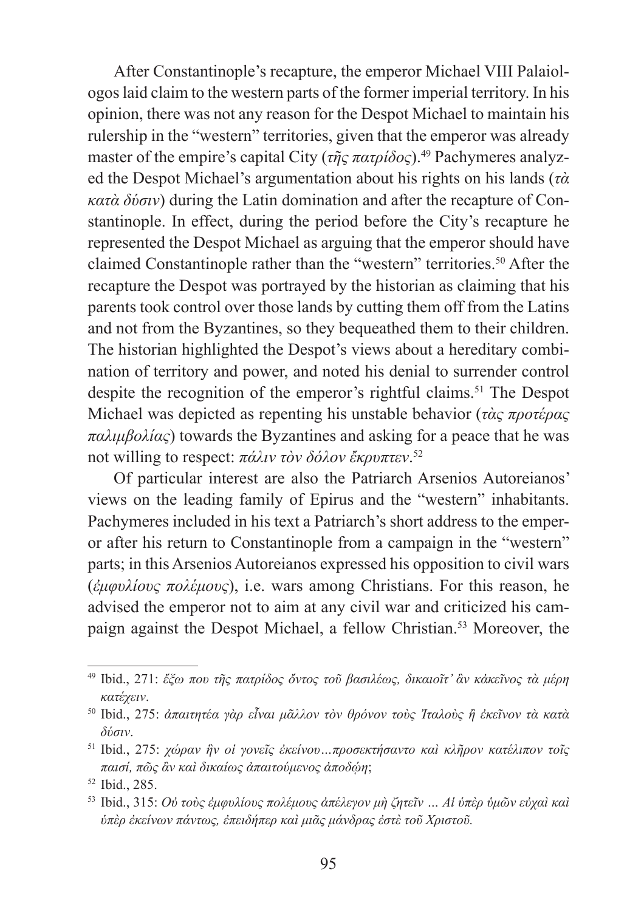After Constantinople's recapture, the emperor Michael VIII Palaiologos laid claim to the western parts of the former imperial territory. In his opinion, there was not any reason for the Despot Michael to maintain his rulership in the "western" territories, given that the emperor was already master of the empire's capital City (*τῆς πατρίδος*).[49] Pachymeres analyzed the Despot Michael's argumentation about his rights on his lands (*τὰ κατὰ δύσιν*) during the Latin domination and after the recapture of Constantinople. In effect, during the period before the City's recapture he represented the Despot Michael as arguing that the emperor should have claimed Constantinople rather than the "western" territories.[50] After the recapture the Despot was portrayed by the historian as claiming that his parents took control over those lands by cutting them off from the Latins and not from the Byzantines, so they bequeathed them to their children. The historian highlighted the Despot's views about a hereditary combination of territory and power, and noted his denial to surrender control despite the recognition of the emperor's rightful claims.[51] The Despot Michael was depicted as repenting his unstable behavior (*τὰς προτέρας παλιμβολίας*) towards the Byzantines and asking for a peace that he was not willing to respect: *πάλιν τὸν δόλον ἔκρυπτεν*.[52]

Of particular interest are also the Patriarch Arsenios Autoreianos' views on the leading family of Epirus and the "western" inhabitants. Pachymeres included in his text a Patriarch's short address to the emperor after his return to Constantinople from a campaign in the "western" parts; in this Arsenios Autoreianos expressed his opposition to civil wars (*ἐμφυλίους πολέμους*), i.e. wars among Christians. For this reason, he advised the emperor not to aim at any civil war and criticized his campaign against the Despot Michael, a fellow Christian.[53] Moreover, the

---

[49] Ibid., 271: *ἔξω που τῆς πατρίδος ὄντος τοῦ βασιλέως, δικαιοῖτ' ἂν κἀκεῖνος τὰ μέρη κατέχειν*.

[50] Ibid., 275: *ἀπαιτητέα γὰρ εἶναι μᾶλλον τὸν θρόνον τοὺς Ἰταλοὺς ἢ ἐκεῖνον τὰ κατὰ δύσιν*.

[51] Ibid., 275: *χώραν ἣν οἱ γονεῖς ἐκείνου…προσεκτήσαντο καὶ κλῆρον κατέλιπον τοῖς παισί, πῶς ἂν καὶ δικαίως ἀπαιτούμενος ἀποδῴη*;

[52] Ibid., 285.

[53] Ibid., 315: *Οὐ τοὺς ἐμφυλίους πολέμους ἀπέλεγον μὴ ζητεῖν … Αἱ ὑπὲρ ὑμῶν εὐχαὶ καὶ ὑπὲρ ἐκείνων πάντως, ἐπειδήπερ καὶ μιᾶς μάνδρας ἐστὲ τοῦ Χριστοῦ.*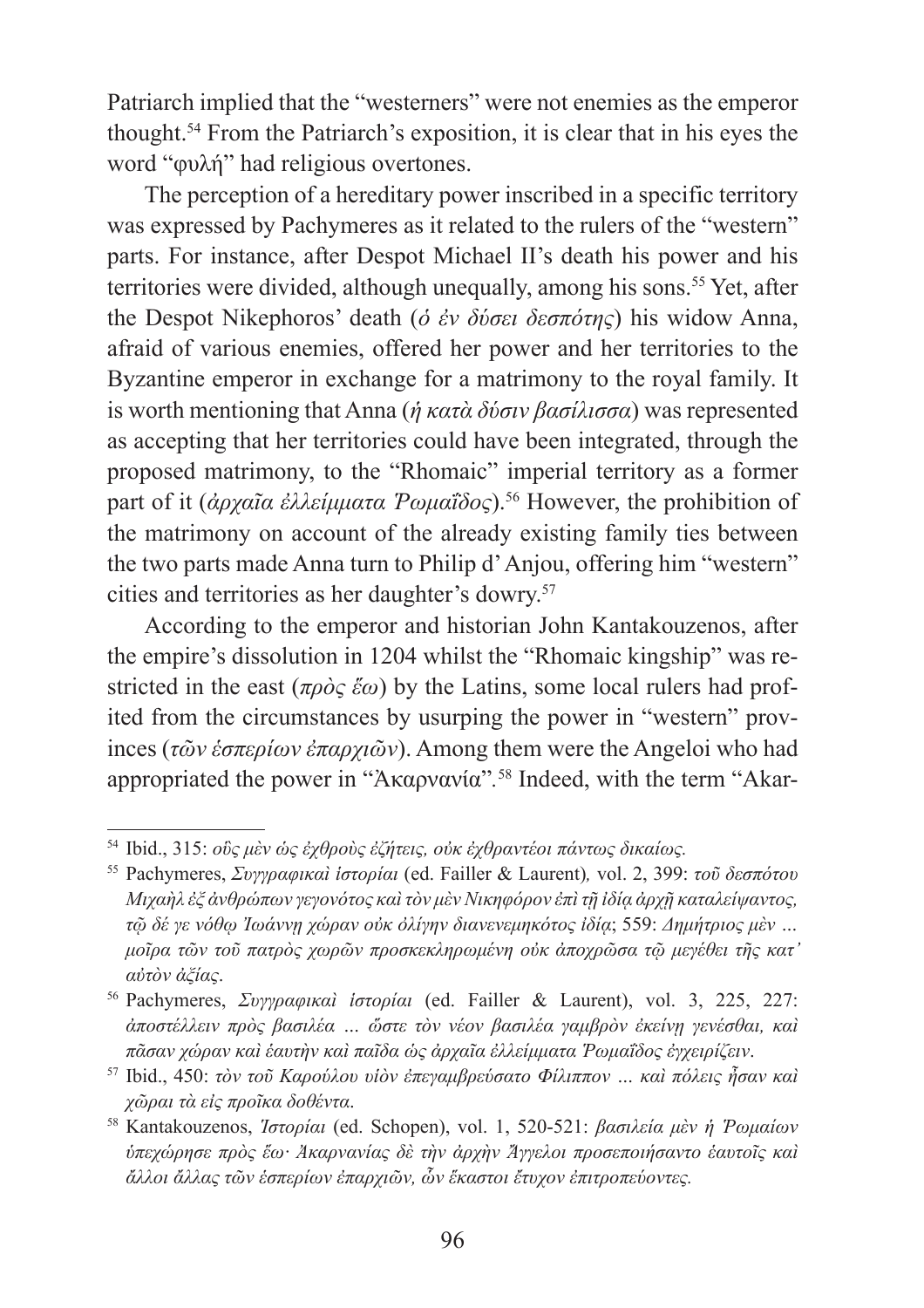Patriarch implied that the "westerners" were not enemies as the emperor thought.[54] From the Patriarch's exposition, it is clear that in his eyes the word "φυλή" had religious overtones.

The perception of a hereditary power inscribed in a specific territory was expressed by Pachymeres as it related to the rulers of the "western" parts. For instance, after Despot Michael II's death his power and his territories were divided, although unequally, among his sons.[55] Yet, after the Despot Nikephoros' death (*ὁ ἐν δύσει δεσπότης*) his widow Anna, afraid of various enemies, offered her power and her territories to the Byzantine emperor in exchange for a matrimony to the royal family. It is worth mentioning that Anna (*ἡ κατὰ δύσιν βασίλισσα*) was represented as accepting that her territories could have been integrated, through the proposed matrimony, to the "Rhomaic" imperial territory as a former part of it (*ἀρχαῖα ἐλλείμματα Ῥωμαΐδος*).[56] However, the prohibition of the matrimony on account of the already existing family ties between the two parts made Anna turn to Philip d' Anjou, offering him "western" cities and territories as her daughter's dowry.[57]

According to the emperor and historian John Kantakouzenos, after the empire's dissolution in 1204 whilst the "Rhomaic kingship" was restricted in the east (*πρὸς ἕω*) by the Latins, some local rulers had profited from the circumstances by usurping the power in "western" provinces (*τῶν ἑσπερίων ἐπαρχιῶν*). Among them were the Angeloi who had appropriated the power in "Ἀκαρνανία".[58] Indeed, with the term "Akar-

---

[54] Ibid., 315: *οὓς μὲν ὡς ἐχθροὺς ἐζήτεις, οὐκ ἐχθραντέοι πάντως δικαίως.*

[55] Pachymeres, *Συγγραφικαὶ ἱστορίαι* (ed. Failler & Laurent), vol. 2, 399: *τοῦ δεσπότου Μιχαὴλ ἐξ ἀνθρώπων γεγονότος καὶ τὸν μὲν Νικηφόρον ἐπὶ τῇ ἰδίᾳ ἀρχῇ καταλείψαντος, τῷ δέ γε νόθῳ Ἰωάννῃ χώραν οὐκ ὀλίγην διανενεμηκότος ἰδίᾳ*; 559: *Δημήτριος μὲν … μοῖρα τῶν τοῦ πατρὸς χωρῶν προσκεκληρωμένη οὐκ ἀποχρῶσα τῷ μεγέθει τῆς κατ' αὐτὸν ἀξίας*.

[56] Pachymeres, *Συγγραφικαὶ ἱστορίαι* (ed. Failler & Laurent), vol. 3, 225, 227: *ἀποστέλλειν πρὸς βασιλέα … ὥστε τὸν νέον βασιλέα γαμβρὸν ἐκείνῃ γενέσθαι, καὶ πᾶσαν χώραν καὶ ἑαυτὴν καὶ παῖδα ὡς ἀρχαῖα ἐλλείμματα Ῥωμαΐδος ἐγχειρίζειν*.

[57] Ibid., 450: *τὸν τοῦ Καρούλου υἱὸν ἐπεγαμβρεύσατο Φίλιππον … καὶ πόλεις ἦσαν καὶ χῶραι τὰ εἰς προῖκα δοθέντα*.

[58] Kantakouzenos, *Ἱστορίαι* (ed. Schopen), vol. 1, 520-521: *βασιλεία μὲν ἡ Ῥωμαίων ὑπεχώρησε πρὸς ἕω· Ἀκαρνανίας δὲ τὴν ἀρχὴν Ἄγγελοι προσεποιήσαντο ἑαυτοῖς καὶ ἄλλοι ἄλλας τῶν ἑσπερίων ἐπαρχιῶν, ὧν ἕκαστοι ἔτυχον ἐπιτροπεύοντες.*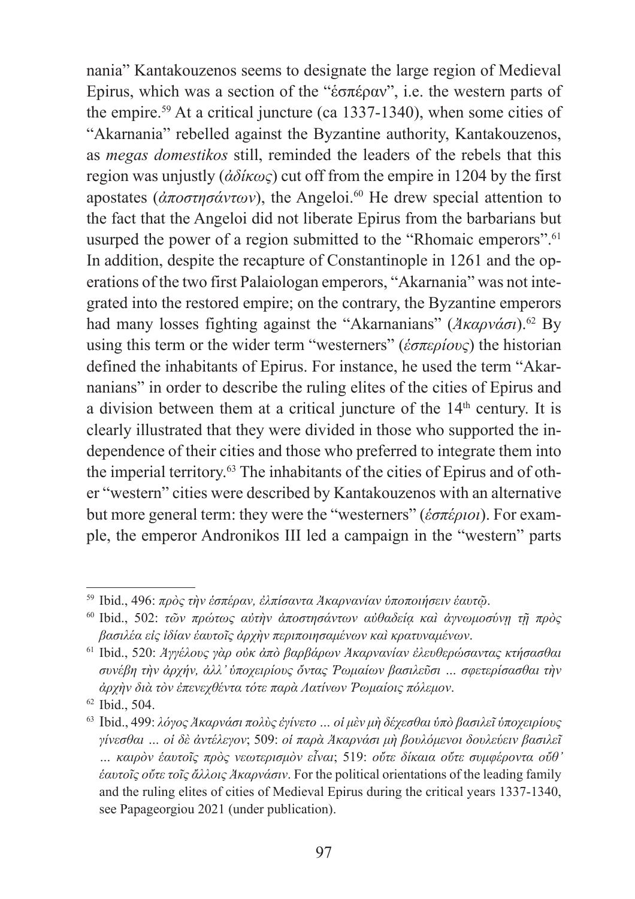nania" Kantakouzenos seems to designate the large region of Medieval Epirus, which was a section of the "ἑσπέραν", i.e. the western parts of the empire.[59] At a critical juncture (ca 1337-1340), when some cities of "Akarnania" rebelled against the Byzantine authority, Kantakouzenos, as *megas domestikos* still, reminded the leaders of the rebels that this region was unjustly (*ἀδίκως*) cut off from the empire in 1204 by the first apostates (*ἀποστησάντων*), the Angeloi.[60] He drew special attention to the fact that the Angeloi did not liberate Epirus from the barbarians but usurped the power of a region submitted to the "Rhomaic emperors".[61] In addition, despite the recapture of Constantinople in 1261 and the operations of the two first Palaiologan emperors, "Akarnania" was not integrated into the restored empire; on the contrary, the Byzantine emperors had many losses fighting against the "Akarnanians" (*Ἀκαρνάσι*).[62] By using this term or the wider term "westerners" (*ἑσπερίους*) the historian defined the inhabitants of Epirus. For instance, he used the term "Akarnanians" in order to describe the ruling elites of the cities of Epirus and a division between them at a critical juncture of the 14th century. It is clearly illustrated that they were divided in those who supported the independence of their cities and those who preferred to integrate them into the imperial territory.[63] The inhabitants of the cities of Epirus and of other "western" cities were described by Kantakouzenos with an alternative but more general term: they were the "westerners" (*ἑσπέριοι*). For example, the emperor Andronikos III led a campaign in the "western" parts

---

[59] Ibid., 496: *πρὸς τὴν ἑσπέραν, ἐλπίσαντα Ἀκαρνανίαν ὑποποιήσειν ἑαυτῷ*.

[60] Ibid., 502: *τῶν πρώτως αὐτὴν ἀποστησάντων αὐθαδείᾳ καὶ ἀγνωμοσύνῃ τῇ πρὸς βασιλέα εἰς ἰδίαν ἑαυτοῖς ἀρχὴν περιποιησαμένων καὶ κρατυναμένων*.

[61] Ibid., 520: *Ἀγγέλους γὰρ οὐκ ἀπὸ βαρβάρων Ἀκαρνανίαν ἐλευθερώσαντας κτήσασθαι συνέβη τὴν ἀρχήν, ἀλλ' ὑποχειρίους ὄντας Ῥωμαίων βασιλεῦσι ... σφετερίσασθαι τὴν ἀρχὴν διὰ τὸν ἐπενεχθέντα τότε παρὰ Λατίνων Ῥωμαίοις πόλεμον*.

[62] Ibid., 504.

[63] Ibid., 499: *λόγος Ἀκαρνάσι πολὺς ἐγίνετο ... οἱ μὲν μὴ δέχεσθαι ὑπὸ βασιλεῖ ὑποχειρίους γίνεσθαι ... οἱ δὲ ἀντέλεγον*; 509: *οἱ παρὰ Ἀκαρνάσι μὴ βουλόμενοι δουλεύειν βασιλεῖ ... καιρὸν ἑαυτοῖς πρὸς νεωτερισμὸν εἶναι*; 519: *οὔτε δίκαια οὔτε συμφέροντα οὔθ' ἑαυτοῖς οὔτε τοῖς ἄλλοις Ἀκαρνάσιν*. For the political orientations of the leading family and the ruling elites of cities of Medieval Epirus during the critical years 1337-1340, see Papageorgiou 2021 (under publication).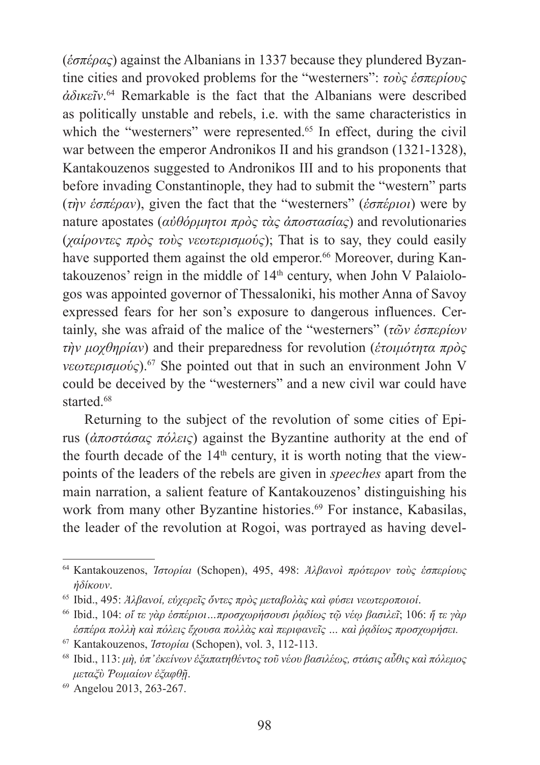(*ἑσπέρας*) against the Albanians in 1337 because they plundered Byzantine cities and provoked problems for the "westerners": *τοὺς ἑσπερίους ἀδικεῖν*.[64] Remarkable is the fact that the Albanians were described as politically unstable and rebels, i.e. with the same characteristics in which the "westerners" were represented.[65] In effect, during the civil war between the emperor Andronikos II and his grandson (1321-1328), Kantakouzenos suggested to Andronikos III and to his proponents that before invading Constantinople, they had to submit the "western" parts (*τὴν ἑσπέραν*), given the fact that the "westerners" (*ἑσπέριοι*) were by nature apostates (*αὐθόρμητοι πρὸς τὰς ἀποστασίας*) and revolutionaries (*χαίροντες πρὸς τοὺς νεωτερισμούς*); That is to say, they could easily have supported them against the old emperor.[66] Moreover, during Kantakouzenos' reign in the middle of 14th century, when John V Palaiologos was appointed governor of Thessaloniki, his mother Anna of Savoy expressed fears for her son's exposure to dangerous influences. Certainly, she was afraid of the malice of the "westerners" (*τῶν ἑσπερίων τὴν μοχθηρίαν*) and their preparedness for revolution (*ἑτοιμότητα πρὸς νεωτερισμούς*).[67] She pointed out that in such an environment John V could be deceived by the "westerners" and a new civil war could have started.[68]

Returning to the subject of the revolution of some cities of Epirus (*ἀποστάσας πόλεις*) against the Byzantine authority at the end of the fourth decade of the 14th century, it is worth noting that the viewpoints of the leaders of the rebels are given in *speeches* apart from the main narration, a salient feature of Kantakouzenos' distinguishing his work from many other Byzantine histories.[69] For instance, Kabasilas, the leader of the revolution at Rogoi, was portrayed as having devel-

---

[64] Kantakouzenos, *Ἱστορίαι* (Schopen), 495, 498: *Ἀλβανοὶ πρότερον τοὺς ἑσπερίους ἠδίκουν*.

[65] Ibid., 495: *Ἀλβανοί, εὐχερεῖς ὄντες πρὸς μεταβολὰς καὶ φύσει νεωτεροποιοί*.

[66] Ibid., 104: *οἵ τε γὰρ ἑσπέριοι…προσχωρήσουσι ῥᾳδίως τῷ νέῳ βασιλεῖ*; 106: *ἥ τε γὰρ ἑσπέρα πολλὴ καὶ πόλεις ἔχουσα πολλὰς καὶ περιφανεῖς … καὶ ῥᾳδίως προσχωρήσει.*

[67] Kantakouzenos, *Ἱστορίαι* (Schopen), vol. 3, 112-113.

[68] Ibid., 113: *μὴ, ὑπ᾽ἐκείνων ἐξαπατηθέντος τοῦ νέου βασιλέως, στάσις αὖθις καὶ πόλεμος μεταξὺ Ῥωμαίων ἐξαφθῇ*.

[69] Angelou 2013, 263-267.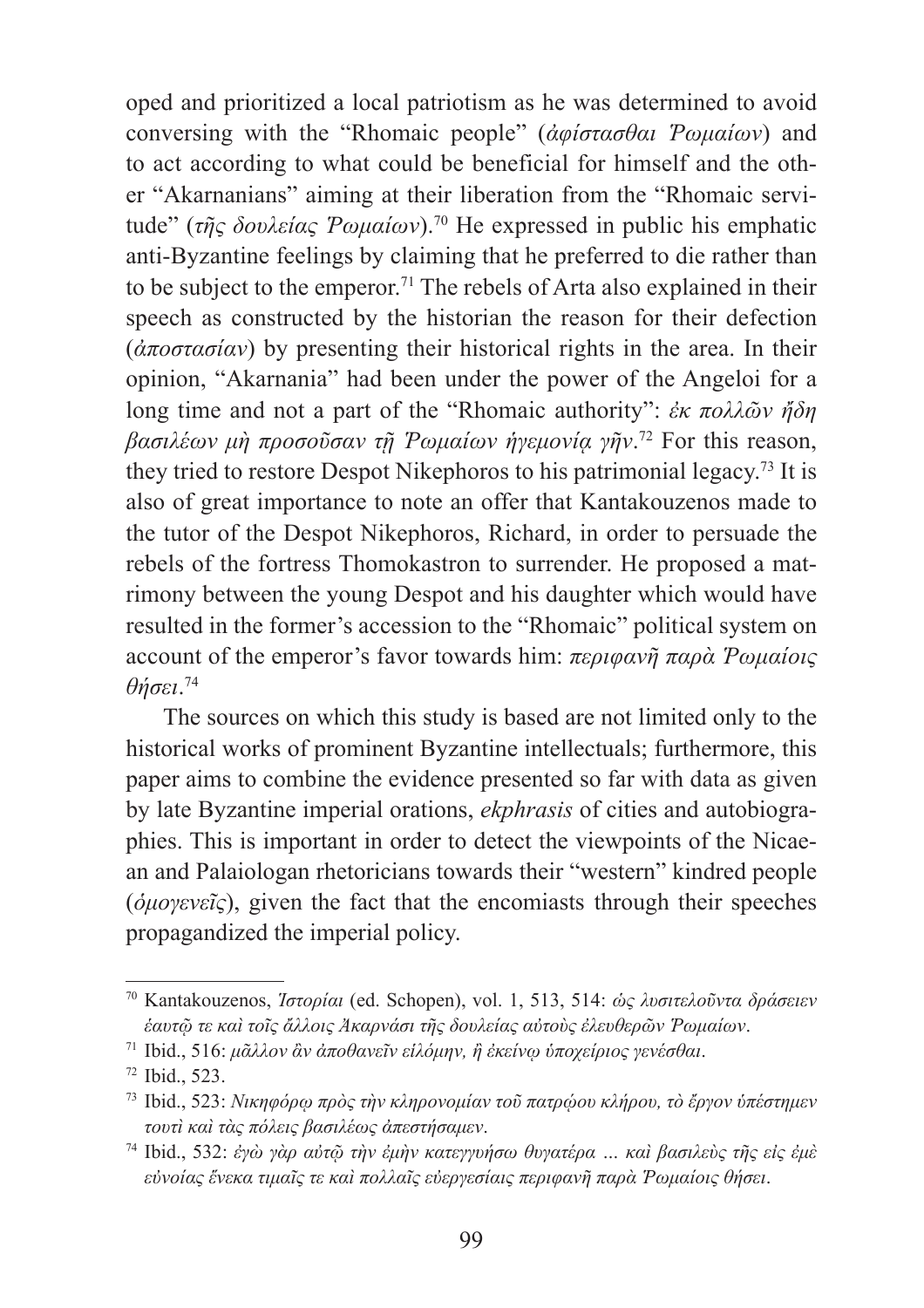oped and prioritized a local patriotism as he was determined to avoid conversing with the "Rhomaic people" (*ἀφίστασθαι Ῥωμαίων*) and to act according to what could be beneficial for himself and the other "Akarnanians" aiming at their liberation from the "Rhomaic servitude" (*τῆς δουλείας Ῥωμαίων*).[70] He expressed in public his emphatic anti-Byzantine feelings by claiming that he preferred to die rather than to be subject to the emperor.[71] The rebels of Arta also explained in their speech as constructed by the historian the reason for their defection (*ἀποστασίαν*) by presenting their historical rights in the area. In their opinion, "Akarnania" had been under the power of the Angeloi for a long time and not a part of the "Rhomaic authority": *ἐκ πολλῶν ἤδη βασιλέων μὴ προσοῦσαν τῇ Ῥωμαίων ἡγεμονίᾳ γῆν*.[72] For this reason, they tried to restore Despot Nikephoros to his patrimonial legacy.[73] It is also of great importance to note an offer that Kantakouzenos made to the tutor of the Despot Nikephoros, Richard, in order to persuade the rebels of the fortress Thomokastron to surrender. He proposed a matrimony between the young Despot and his daughter which would have resulted in the former's accession to the "Rhomaic" political system on account of the emperor's favor towards him: *περιφανῆ παρὰ Ῥωμαίοις θήσει*.[74]

The sources on which this study is based are not limited only to the historical works of prominent Byzantine intellectuals; furthermore, this paper aims to combine the evidence presented so far with data as given by late Byzantine imperial orations, *ekphrasis* of cities and autobiographies. This is important in order to detect the viewpoints of the Nicaean and Palaiologan rhetoricians towards their "western" kindred people (*ὁμογενεῖς*), given the fact that the encomiasts through their speeches propagandized the imperial policy.

---

[70] Kantakouzenos, *Ἱστορίαι* (ed. Schopen), vol. 1, 513, 514: *ὡς λυσιτελοῦντα δράσειεν ἑαυτῷ τε καὶ τοῖς ἄλλοις Ἀκαρνάσι τῆς δουλείας αὐτοὺς ἐλευθερῶν Ῥωμαίων*.

[71] Ibid., 516: *μᾶλλον ἂν ἀποθανεῖν εἱλόμην, ἢ ἐκείνῳ ὑποχείριος γενέσθαι*.

[72] Ibid., 523.

[73] Ibid., 523: *Νικηφόρῳ πρὸς τὴν κληρονομίαν τοῦ πατρῴου κλήρου, τὸ ἔργον ὑπέστημεν τουτὶ καὶ τὰς πόλεις βασιλέως ἀπεστήσαμεν*.

[74] Ibid., 532: *ἐγὼ γὰρ αὐτῷ τὴν ἐμὴν κατεγγυήσω θυγατέρα … καὶ βασιλεὺς τῆς εἰς ἐμὲ εὐνοίας ἕνεκα τιμαῖς τε καὶ πολλαῖς εὐεργεσίαις περιφανῆ παρὰ Ῥωμαίοις θήσει*.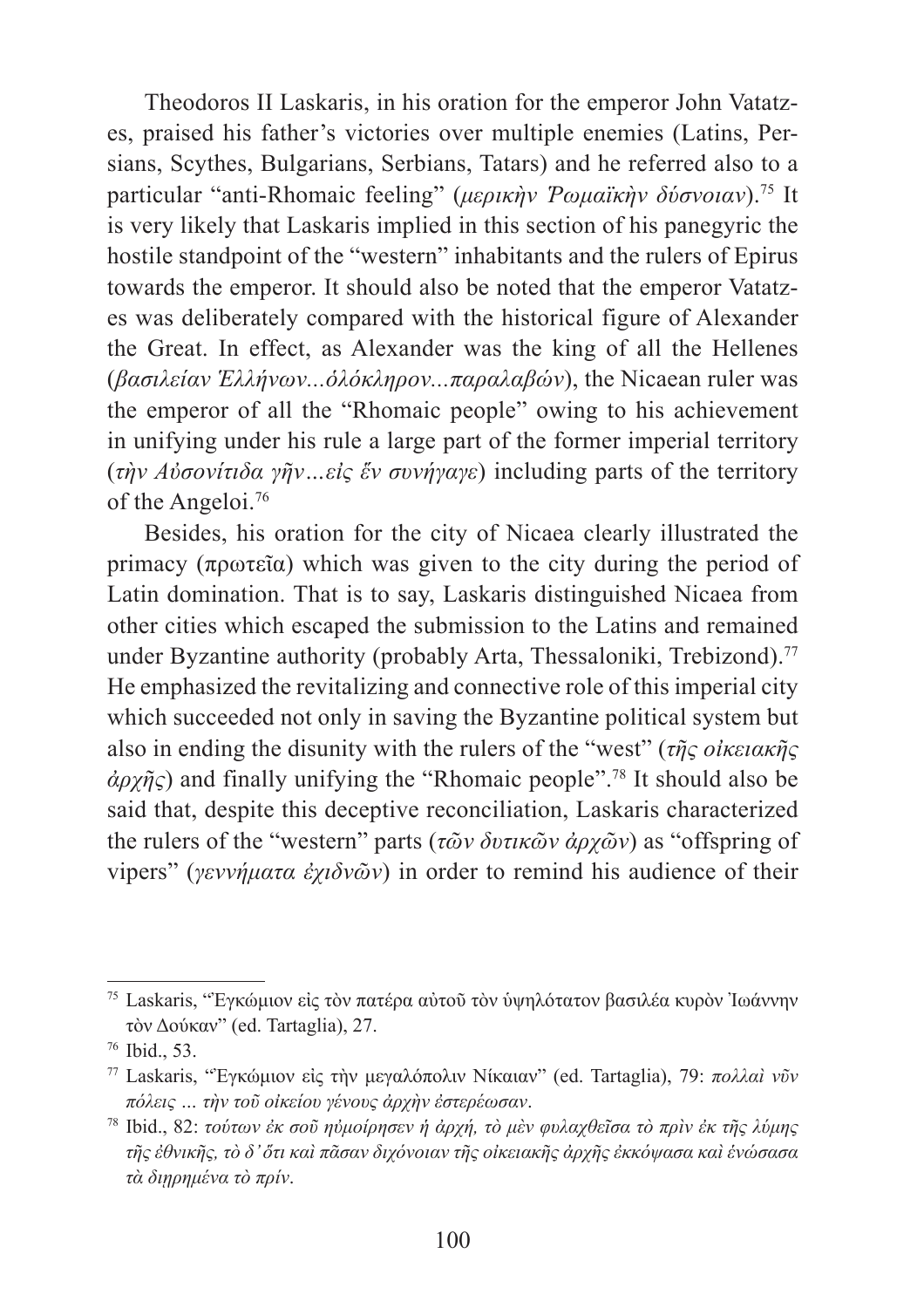Theodoros II Laskaris, in his oration for the emperor John Vatatzes, praised his father's victories over multiple enemies (Latins, Persians, Scythes, Bulgarians, Serbians, Tatars) and he referred also to a particular "anti-Rhomaic feeling" (*μερικὴν Ῥωμαϊκὴν δύσνοιαν*).[75] It is very likely that Laskaris implied in this section of his panegyric the hostile standpoint of the "western" inhabitants and the rulers of Epirus towards the emperor. It should also be noted that the emperor Vatatzes was deliberately compared with the historical figure of Alexander the Great. In effect, as Alexander was the king of all the Hellenes (*βασιλείαν Ἑλλήνων...ὁλόκληρον...παραλαβών*), the Nicaean ruler was the emperor of all the "Rhomaic people" owing to his achievement in unifying under his rule a large part of the former imperial territory (*τὴν Αὐσονίτιδα γῆν…εἰς ἓν συνήγαγε*) including parts of the territory of the Angeloi.[76]

Besides, his oration for the city of Nicaea clearly illustrated the primacy (πρωτεῖα) which was given to the city during the period of Latin domination. That is to say, Laskaris distinguished Nicaea from other cities which escaped the submission to the Latins and remained under Byzantine authority (probably Arta, Thessaloniki, Trebizond).[77] He emphasized the revitalizing and connective role of this imperial city which succeeded not only in saving the Byzantine political system but also in ending the disunity with the rulers of the "west" (*τῆς οἰκειακῆς ἀρχῆς*) and finally unifying the "Rhomaic people".[78] It should also be said that, despite this deceptive reconciliation, Laskaris characterized the rulers of the "western" parts (*τῶν δυτικῶν ἀρχῶν*) as "offspring of vipers" (*γεννήματα ἐχιδνῶν*) in order to remind his audience of their

---

[75] Laskaris, "Ἐγκώμιον εἰς τὸν πατέρα αὐτοῦ τὸν ὑψηλότατον βασιλέα κυρὸν Ἰωάννην τὸν Δούκαν" (ed. Tartaglia), 27.

[76] Ibid., 53.

[77] Laskaris, "Ἐγκώμιον εἰς τὴν μεγαλόπολιν Νίκαιαν" (ed. Tartaglia), 79: *πολλαὶ νῦν πόλεις … τὴν τοῦ οἰκείου γένους ἀρχὴν ἐστερέωσαν*.

[78] Ibid., 82: *τούτων ἐκ σοῦ ηὐμοίρησεν ἡ ἀρχή, τὸ μὲν φυλαχθεῖσα τὸ πρὶν ἐκ τῆς λύμης τῆς ἐθνικῆς, τὸ δ᾽ ὅτι καὶ πᾶσαν διχόνοιαν τῆς οἰκειακῆς ἀρχῆς ἐκκόψασα καὶ ἑνώσασα τὰ διῃρημένα τὸ πρίν*.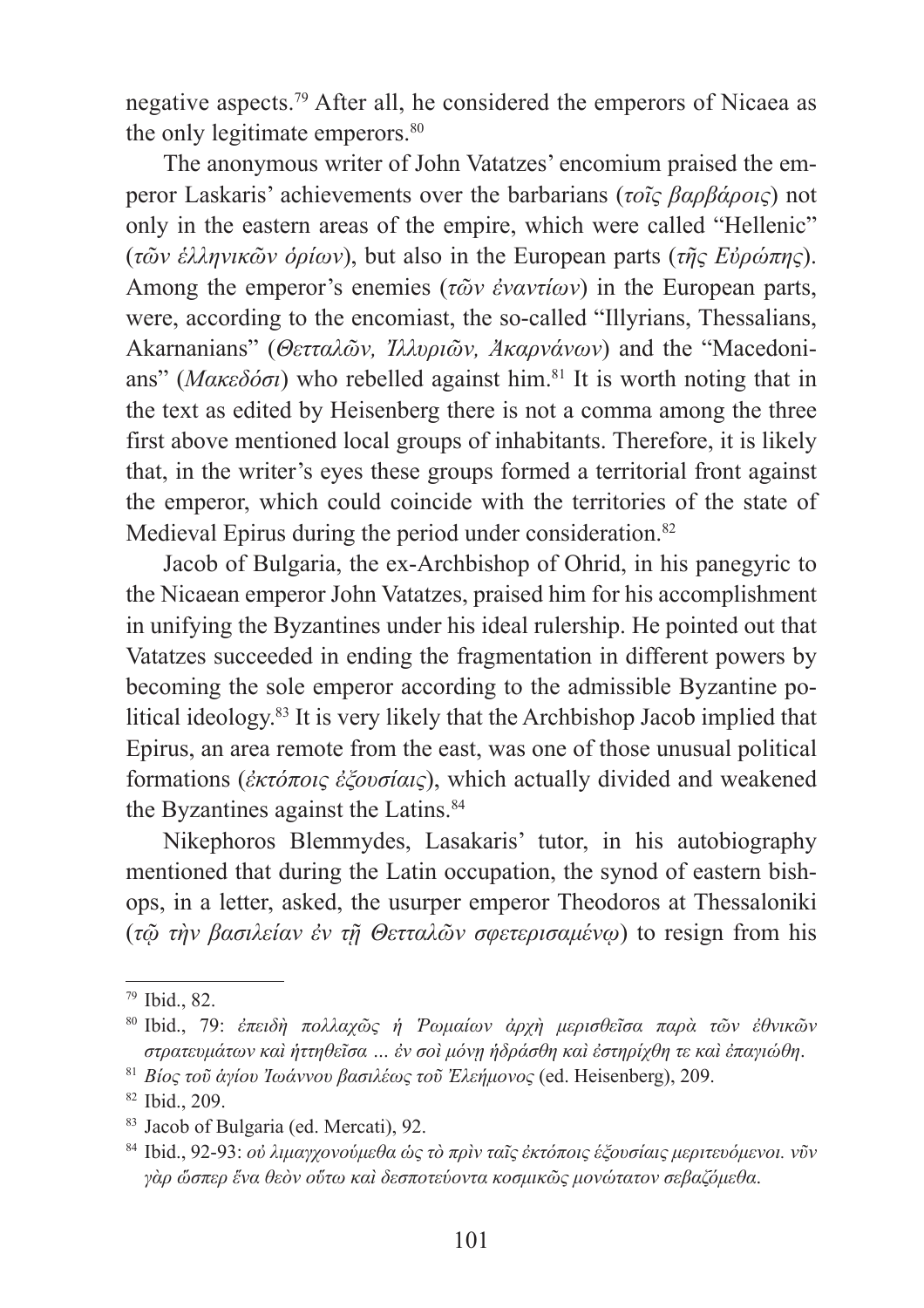negative aspects.[79] After all, he considered the emperors of Nicaea as the only legitimate emperors.[80]

The anonymous writer of John Vatatzes' encomium praised the emperor Laskaris' achievements over the barbarians (*τοῖς βαρβάροις*) not only in the eastern areas of the empire, which were called "Hellenic" (*τῶν ἑλληνικῶν ὁρίων*), but also in the European parts (*τῆς Εὐρώπης*). Among the emperor's enemies (*τῶν ἐναντίων*) in the European parts, were, according to the encomiast, the so-called "Illyrians, Thessalians, Akarnanians" (*Θετταλῶν, Ἰλλυριῶν, Ἀκαρνάνων*) and the "Macedonians" (*Μακεδόσι*) who rebelled against him.[81] It is worth noting that in the text as edited by Heisenberg there is not a comma among the three first above mentioned local groups of inhabitants. Therefore, it is likely that, in the writer's eyes these groups formed a territorial front against the emperor, which could coincide with the territories of the state of Medieval Epirus during the period under consideration.[82]

Jacob of Bulgaria, the ex-Archbishop of Ohrid, in his panegyric to the Nicaean emperor John Vatatzes, praised him for his accomplishment in unifying the Byzantines under his ideal rulership. He pointed out that Vatatzes succeeded in ending the fragmentation in different powers by becoming the sole emperor according to the admissible Byzantine political ideology.[83] It is very likely that the Archbishop Jacob implied that Epirus, an area remote from the east, was one of those unusual political formations (*ἐκτόποις ἐξουσίαις*), which actually divided and weakened the Byzantines against the Latins.[84]

Nikephoros Blemmydes, Lasakaris' tutor, in his autobiography mentioned that during the Latin occupation, the synod of eastern bishops, in a letter, asked, the usurper emperor Theodoros at Thessaloniki (*τῷ τὴν βασιλείαν ἐν τῇ Θετταλῶν σφετερισαμένῳ*) to resign from his

---

[79] Ibid., 82.

[80] Ibid., 79: *ἐπειδὴ πολλαχῶς ἡ Ῥωμαίων ἀρχὴ μερισθεῖσα παρὰ τῶν ἐθνικῶν στρατευμάτων καὶ ἡττηθεῖσα … ἐν σοὶ μόνη ἡδράσθη καὶ ἐστηρίχθη τε καὶ ἐπαγιώθη.*

[81] *Βίος τοῦ ἁγίου Ἰωάννου βασιλέως τοῦ Ἐλεήμονος* (ed. Heisenberg), 209.

[82] Ibid., 209.

[83] Jacob of Bulgaria (ed. Mercati), 92.

[84] Ibid., 92-93: *οὐ λιμαγχονούμεθα ὡς τὸ πρὶν ταῖς ἐκτόποις ἐξουσίαις μεριτευόμενοι. νῦν γὰρ ὥσπερ ἕνα θεὸν οὕτω καὶ δεσποτεύοντα κοσμικῶς μονώτατον σεβαζόμεθα.*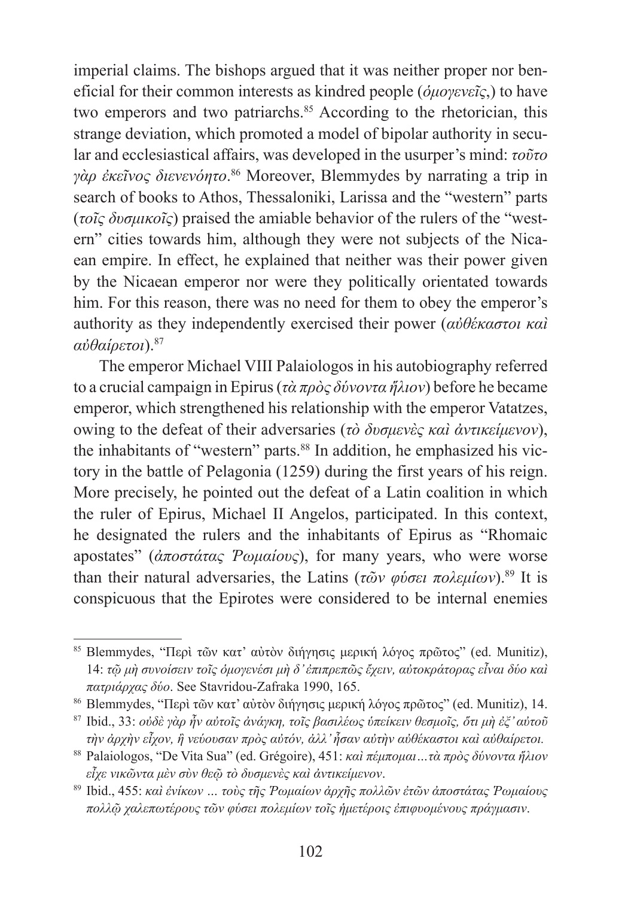imperial claims. The bishops argued that it was neither proper nor beneficial for their common interests as kindred people (*ὁμογενεῖς*,) to have two emperors and two patriarchs.[85] According to the rhetorician, this strange deviation, which promoted a model of bipolar authority in secular and ecclesiastical affairs, was developed in the usurper's mind: *τοῦτο γὰρ ἐκεῖνος διενενόητο*.[86] Moreover, Blemmydes by narrating a trip in search of books to Athos, Thessaloniki, Larissa and the "western" parts (*τοῖς δυσμικοῖς*) praised the amiable behavior of the rulers of the "western" cities towards him, although they were not subjects of the Nicaean empire. In effect, he explained that neither was their power given by the Nicaean emperor nor were they politically orientated towards him. For this reason, there was no need for them to obey the emperor's authority as they independently exercised their power (*αὐθέκαστοι καὶ αὐθαίρετοι*).[87]

The emperor Michael VIII Palaiologos in his autobiography referred to a crucial campaign in Epirus (*τὰ πρὸς δύνοντα ἥλιον*) before he became emperor, which strengthened his relationship with the emperor Vatatzes, owing to the defeat of their adversaries (*τὸ δυσμενὲς καὶ ἀντικείμενον*), the inhabitants of "western" parts.[88] In addition, he emphasized his victory in the battle of Pelagonia (1259) during the first years of his reign. More precisely, he pointed out the defeat of a Latin coalition in which the ruler of Epirus, Michael II Angelos, participated. In this context, he designated the rulers and the inhabitants of Epirus as "Rhomaic apostates" (*ἀποστάτας Ῥωμαίους*), for many years, who were worse than their natural adversaries, the Latins (*τῶν φύσει πολεμίων*).[89] It is conspicuous that the Epirotes were considered to be internal enemies

---

[85] Blemmydes, "Περὶ τῶν κατ' αὐτὸν διήγησις μερικὴ λόγος πρῶτος" (ed. Munitiz), 14: *τῷ μὴ συνοίσειν τοῖς ὁμογενέσι μὴ δ' ἐπιπρεπῶς ἔχειν, αὐτοκράτορας εἶναι δύο καὶ πατριάρχας δύο*. See Stavridou-Zafraka 1990, 165.

[86] Blemmydes, "Περὶ τῶν κατ' αὐτὸν διήγησις μερικὴ λόγος πρῶτος" (ed. Munitiz), 14.

[87] Ibid., 33: *οὐδὲ γὰρ ἦν αὐτοῖς ἀνάγκη, τοῖς βασιλέως ὑπείκειν θεσμοῖς, ὅτι μὴ ἐξ' αὐτοῦ τὴν ἀρχὴν εἶχον, ἢ νεύουσαν πρὸς αὐτόν, ἀλλ' ἦσαν αὐτὴν αὐθέκαστοι καὶ αὐθαίρετοι.*

[88] Palaiologos, "De Vita Sua" (ed. Grégoire), 451: *καὶ πέμπομαι…τὰ πρὸς δύνοντα ἥλιον εἶχε νικῶντα μὲν σὺν θεῷ τὸ δυσμενὲς καὶ ἀντικείμενον*.

[89] Ibid., 455: *καὶ ἐνίκων … τοὺς τῆς Ῥωμαίων ἀρχῆς πολλῶν ἐτῶν ἀποστάτας Ῥωμαίους πολλῷ χαλεπωτέρους τῶν φύσει πολεμίων τοῖς ἡμετέροις ἐπιφυομένους πράγμασιν*.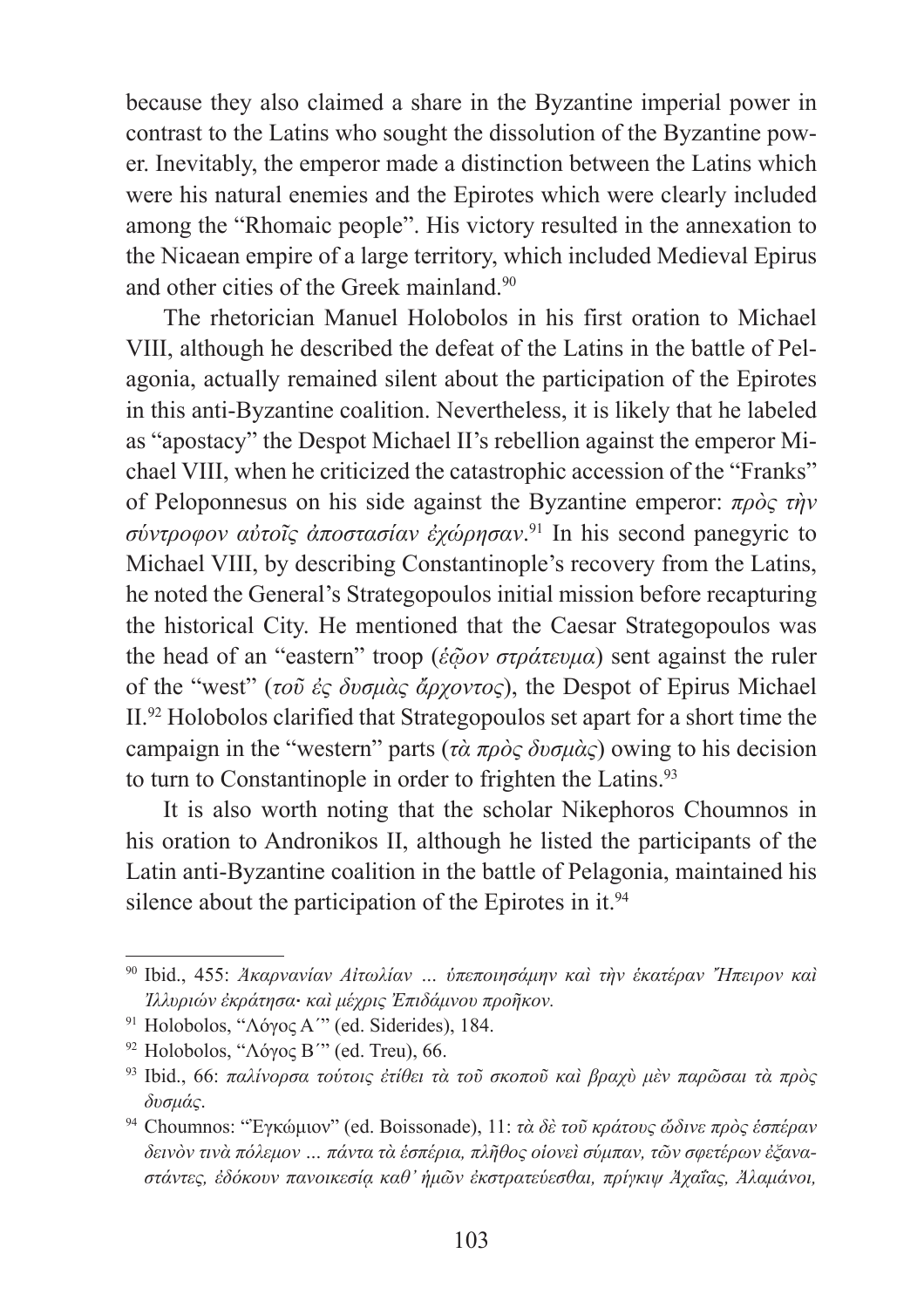because they also claimed a share in the Byzantine imperial power in contrast to the Latins who sought the dissolution of the Byzantine power. Inevitably, the emperor made a distinction between the Latins which were his natural enemies and the Epirotes which were clearly included among the "Rhomaic people". His victory resulted in the annexation to the Nicaean empire of a large territory, which included Medieval Epirus and other cities of the Greek mainland.[90]

The rhetorician Manuel Holobolos in his first oration to Michael VIII, although he described the defeat of the Latins in the battle of Pelagonia, actually remained silent about the participation of the Epirotes in this anti-Byzantine coalition. Nevertheless, it is likely that he labeled as "apostacy" the Despot Michael II's rebellion against the emperor Michael VIII, when he criticized the catastrophic accession of the "Franks" of Peloponnesus on his side against the Byzantine emperor: *πρὸς τὴν σύντροφον αὐτοῖς ἀποστασίαν ἐχώρησαν*.[91] In his second panegyric to Michael VIII, by describing Constantinople's recovery from the Latins, he noted the General's Strategopoulos initial mission before recapturing the historical City. He mentioned that the Caesar Strategopoulos was the head of an "eastern" troop (*ἑῷον στράτευμα*) sent against the ruler of the "west" (*τοῦ ἐς δυσμὰς ἄρχοντος*), the Despot of Epirus Michael II.[92] Holobolos clarified that Strategopoulos set apart for a short time the campaign in the "western" parts (*τὰ πρὸς δυσμὰς*) owing to his decision to turn to Constantinople in order to frighten the Latins.[93]

It is also worth noting that the scholar Nikephoros Choumnos in his oration to Andronikos II, although he listed the participants of the Latin anti-Byzantine coalition in the battle of Pelagonia, maintained his silence about the participation of the Epirotes in it.[94]

---

[90] Ibid., 455: *Ἀκαρνανίαν Αἰτωλίαν … ὑπεποιησάμην καὶ τὴν ἑκατέραν Ἤπειρον καὶ Ἰλλυριῶν ἐκράτησα· καὶ μέχρις Ἐπιδάμνου προῆκον.*

[91] Holobolos, "Λόγος Α΄" (ed. Siderides), 184.

[92] Holobolos, "Λόγος Β΄" (ed. Treu), 66.

[93] Ibid., 66: *παλίνορσα τούτοις ἐτίθει τὰ τοῦ σκοποῦ καὶ βραχὺ μὲν παρῶσαι τὰ πρὸς δυσμάς.*

[94] Choumnos: "Εγκώμιον" (ed. Boissonade), 11: *τὰ δὲ τοῦ κράτους ὤδινε πρὸς ἑσπέραν δεινὸν τινὰ πόλεμον … πάντα τὰ ἑσπέρια, πλῆθος οἱονεὶ σύμπαν, τῶν σφετέρων ἐξαναστάντες, ἐδόκουν πανοικεσίᾳ καθ' ἡμῶν ἐκστρατεύεσθαι, πρίγκιψ Ἀχαΐας, Ἀλαμάνοι,*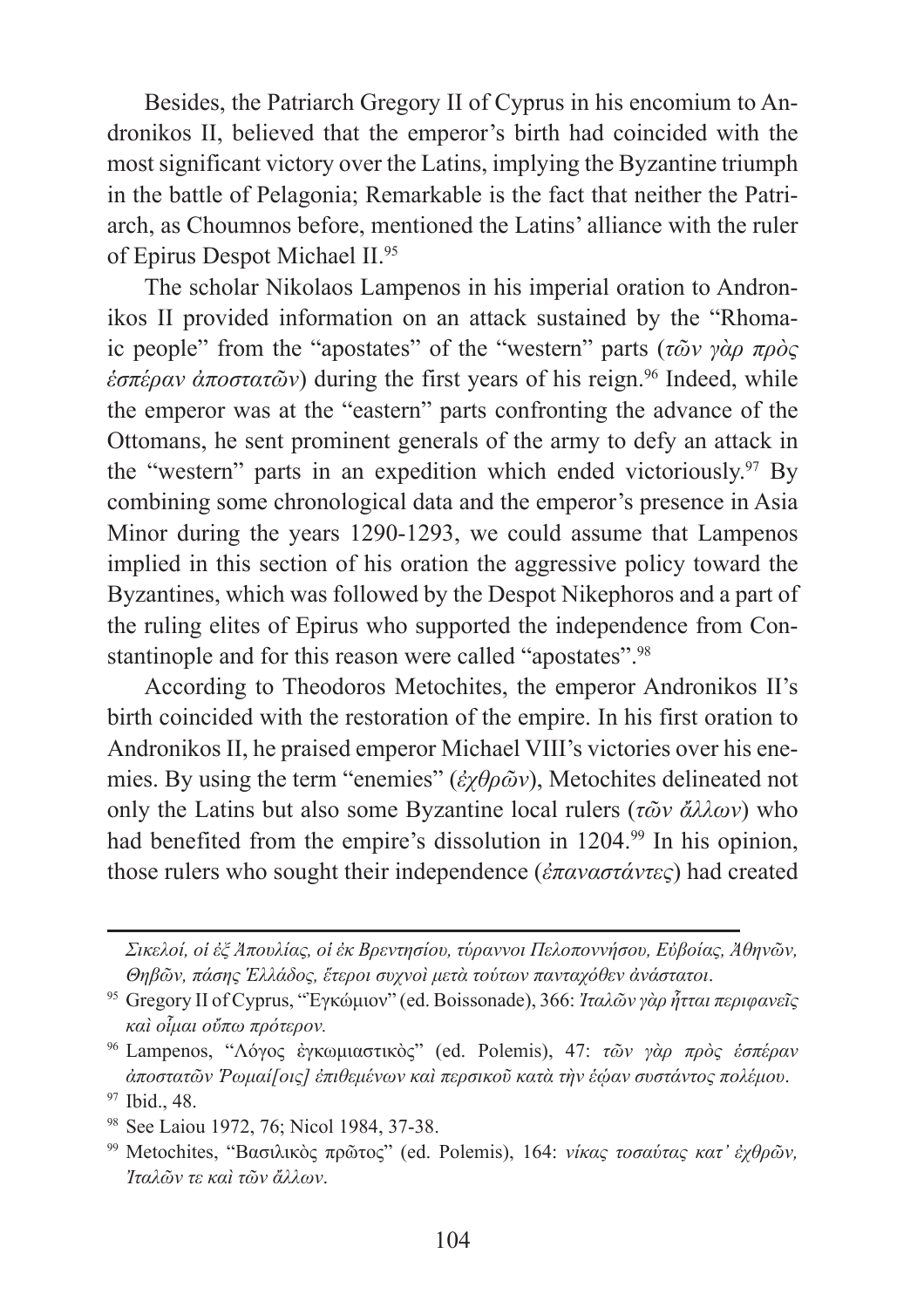Besides, the Patriarch Gregory II of Cyprus in his encomium to Andronikos II, believed that the emperor's birth had coincided with the most significant victory over the Latins, implying the Byzantine triumph in the battle of Pelagonia; Remarkable is the fact that neither the Patriarch, as Choumnos before, mentioned the Latins' alliance with the ruler of Epirus Despot Michael II.[95]

The scholar Nikolaos Lampenos in his imperial oration to Andronikos II provided information on an attack sustained by the "Rhomaic people" from the "apostates" of the "western" parts (*τῶν γὰρ πρὸς ἑσπέραν ἀποστατῶν*) during the first years of his reign.[96] Indeed, while the emperor was at the "eastern" parts confronting the advance of the Ottomans, he sent prominent generals of the army to defy an attack in the "western" parts in an expedition which ended victoriously.[97] By combining some chronological data and the emperor's presence in Asia Minor during the years 1290-1293, we could assume that Lampenos implied in this section of his oration the aggressive policy toward the Byzantines, which was followed by the Despot Nikephoros and a part of the ruling elites of Epirus who supported the independence from Constantinople and for this reason were called "apostates".[98]

According to Theodoros Metochites, the emperor Andronikos II's birth coincided with the restoration of the empire. In his first oration to Andronikos II, he praised emperor Michael VIII's victories over his enemies. By using the term "enemies" (*ἐχθρῶν*), Metochites delineated not only the Latins but also some Byzantine local rulers (*τῶν ἄλλων*) who had benefited from the empire's dissolution in 1204.[99] In his opinion, those rulers who sought their independence (*ἐπαναστάντες*) had created

---

*Σικελοί, οἱ ἐξ Ἀπουλίας, οἱ ἐκ Βρεντησίου, τύραννοι Πελοποννήσου, Εὐβοίας, Ἀθηνῶν, Θηβῶν, πάσης Ἑλλάδος, ἕτεροι συχνοὶ μετὰ τούτων πανταχόθεν ἀνάστατοι.*

[95] Gregory II of Cyprus, "Έγκώμιον" (ed. Boissonade), 366: *Ἰταλῶν γὰρ ἧτται περιφανεῖς καὶ οἶμαι οὔπω πρότερον.*

[96] Lampenos, "Λόγος ἐγκωμιαστικὸς" (ed. Polemis), 47: *τῶν γὰρ πρὸς ἑσπέραν ἀποστατῶν Ῥωμαί[οις] ἐπιθεμένων καὶ περσικοῦ κατὰ τὴν ἑῴαν συστάντος πολέμου.*

[97] Ibid., 48.

[98] See Laiou 1972, 76; Nicol 1984, 37-38.

[99] Metochites, "Βασιλικὸς πρῶτος" (ed. Polemis), 164: *νίκας τοσαύτας κατ' ἐχθρῶν, Ἰταλῶν τε καὶ τῶν ἄλλων.*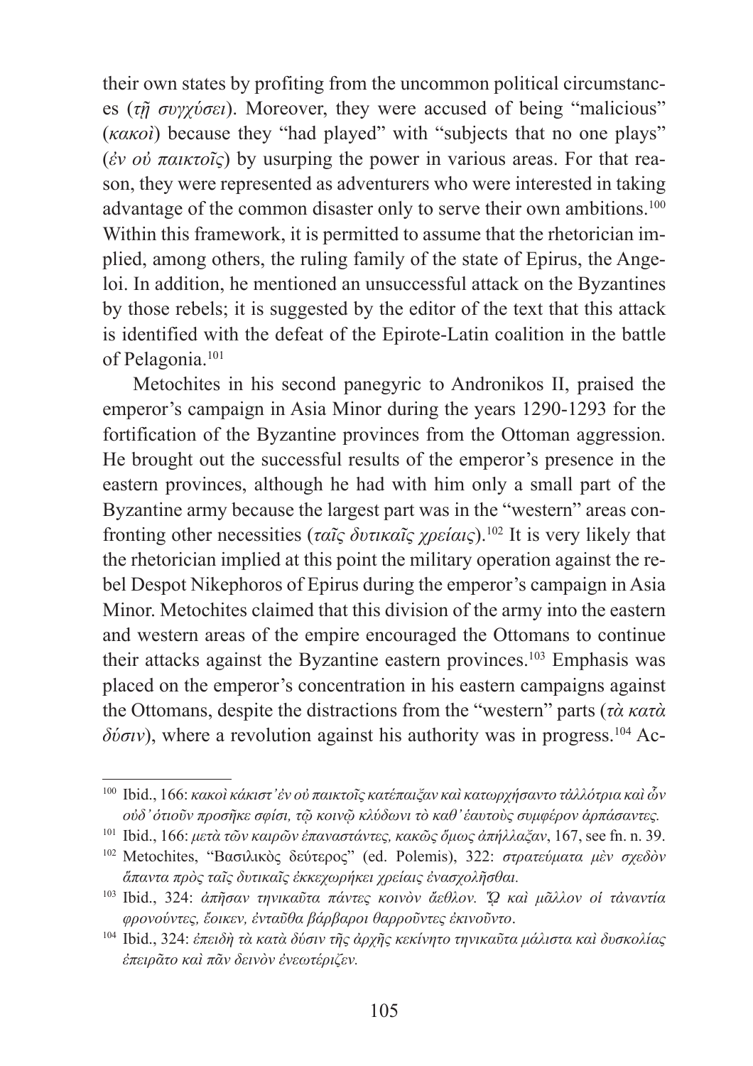their own states by profiting from the uncommon political circumstances (*τῇ συγχύσει*). Moreover, they were accused of being "malicious" (*κακοὶ*) because they "had played" with "subjects that no one plays" (*ἐν οὐ παικτοῖς*) by usurping the power in various areas. For that reason, they were represented as adventurers who were interested in taking advantage of the common disaster only to serve their own ambitions.[100] Within this framework, it is permitted to assume that the rhetorician implied, among others, the ruling family of the state of Epirus, the Angeloi. In addition, he mentioned an unsuccessful attack on the Byzantines by those rebels; it is suggested by the editor of the text that this attack is identified with the defeat of the Epirote-Latin coalition in the battle of Pelagonia.[101]

Metochites in his second panegyric to Andronikos II, praised the emperor's campaign in Asia Minor during the years 1290-1293 for the fortification of the Byzantine provinces from the Ottoman aggression. He brought out the successful results of the emperor's presence in the eastern provinces, although he had with him only a small part of the Byzantine army because the largest part was in the "western" areas confronting other necessities (*ταῖς δυτικαῖς χρείαις*).[102] It is very likely that the rhetorician implied at this point the military operation against the rebel Despot Nikephoros of Epirus during the emperor's campaign in Asia Minor. Metochites claimed that this division of the army into the eastern and western areas of the empire encouraged the Ottomans to continue their attacks against the Byzantine eastern provinces.[103] Emphasis was placed on the emperor's concentration in his eastern campaigns against the Ottomans, despite the distractions from the "western" parts (*τὰ κατὰ δύσιν*), where a revolution against his authority was in progress.[104] Ac-

---

[100] Ibid., 166: *κακοὶ κάκιστ᾽ἐν οὐ παικτοῖς κατέπαιξαν καὶ κατωρχήσαντο τἀλλότρια καὶ ὧν οὐδ᾽ ὁτιοῦν προσῆκε σφίσι, τῷ κοινῷ κλύδωνι τὸ καθ᾽ ἑαυτοὺς συμφέρον ἁρπάσαντες.*

[101] Ibid., 166: *μετὰ τῶν καιρῶν ἐπαναστάντες, κακῶς ὅμως ἀπήλλαξαν*, 167, see fn. n. 39.

[102] Metochites, "Βασιλικὸς δεύτερος" (ed. Polemis), 322: *στρατεύματα μὲν σχεδὸν ἅπαντα πρὸς ταῖς δυτικαῖς ἐκκεχωρήκει χρείαις ἐνασχολῆσθαι.*

[103] Ibid., 324: *ἀπῆσαν τηνικαῦτα πάντες κοινὸν ἄεθλον. Ὢ καὶ μᾶλλον οἱ τἀναντία φρονοῦντες, ἔοικεν, ἐνταῦθα βάρβαροι θαρροῦντες ἐκινοῦντο*.

[104] Ibid., 324: *ἐπειδὴ τὰ κατὰ δύσιν τῆς ἀρχῆς κεκίνητο τηνικαῦτα μάλιστα καὶ δυσκολίας ἐπειρᾶτο καὶ πᾶν δεινὸν ἐνεωτέριζεν.*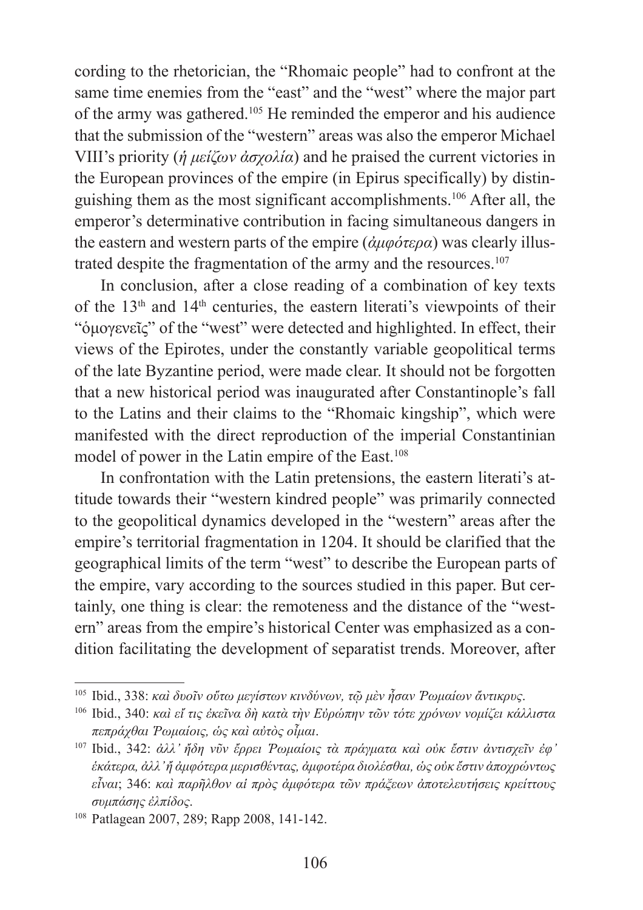cording to the rhetorician, the "Rhomaic people" had to confront at the same time enemies from the "east" and the "west" where the major part of the army was gathered.[105] He reminded the emperor and his audience that the submission of the "western" areas was also the emperor Michael VIII's priority (*ἡ μείζων ἀσχολία*) and he praised the current victories in the European provinces of the empire (in Epirus specifically) by distinguishing them as the most significant accomplishments.[106] After all, the emperor's determinative contribution in facing simultaneous dangers in the eastern and western parts of the empire (*ἀμφότερα*) was clearly illustrated despite the fragmentation of the army and the resources.[107]

In conclusion, after a close reading of a combination of key texts of the 13th and 14th centuries, the eastern literati's viewpoints of their "ὁμογενεῖς" of the "west" were detected and highlighted. In effect, their views of the Epirotes, under the constantly variable geopolitical terms of the late Byzantine period, were made clear. It should not be forgotten that a new historical period was inaugurated after Constantinople's fall to the Latins and their claims to the "Rhomaic kingship", which were manifested with the direct reproduction of the imperial Constantinian model of power in the Latin empire of the East.[108]

In confrontation with the Latin pretensions, the eastern literati's attitude towards their "western kindred people" was primarily connected to the geopolitical dynamics developed in the "western" areas after the empire's territorial fragmentation in 1204. It should be clarified that the geographical limits of the term "west" to describe the European parts of the empire, vary according to the sources studied in this paper. But certainly, one thing is clear: the remoteness and the distance of the "western" areas from the empire's historical Center was emphasized as a condition facilitating the development of separatist trends. Moreover, after

---

[105] Ibid., 338: *καὶ δυοῖν οὕτω μεγίστων κινδύνων, τῷ μὲν ἦσαν Ῥωμαίων ἄντικρυς*.

[106] Ibid., 340: *καὶ εἴ τις ἐκεῖνα δὴ κατὰ τὴν Εὐρώπην τῶν τότε χρόνων νομίζει κάλλιστα πεπράχθαι Ῥωμαίοις, ὡς καὶ αὐτὸς οἶμαι*.

[107] Ibid., 342: *ἀλλ' ἤδη νῦν ἔρρει Ῥωμαίοις τὰ πράγματα καὶ οὐκ ἔστιν ἀντισχεῖν ἐφ' ἑκάτερα, ἀλλ' ἢ ἀμφότερα μερισθέντας, ἀμφοτέρα διολέσθαι, ὡς οὐκ ἔστιν ἀποχρώντως εἶναι*; 346: *καὶ παρῆλθον αἱ πρὸς ἀμφότερα τῶν πράξεων ἀποτελευτήσεις κρείττους συμπάσης ἐλπίδος*.

[108] Patlagean 2007, 289; Rapp 2008, 141-142.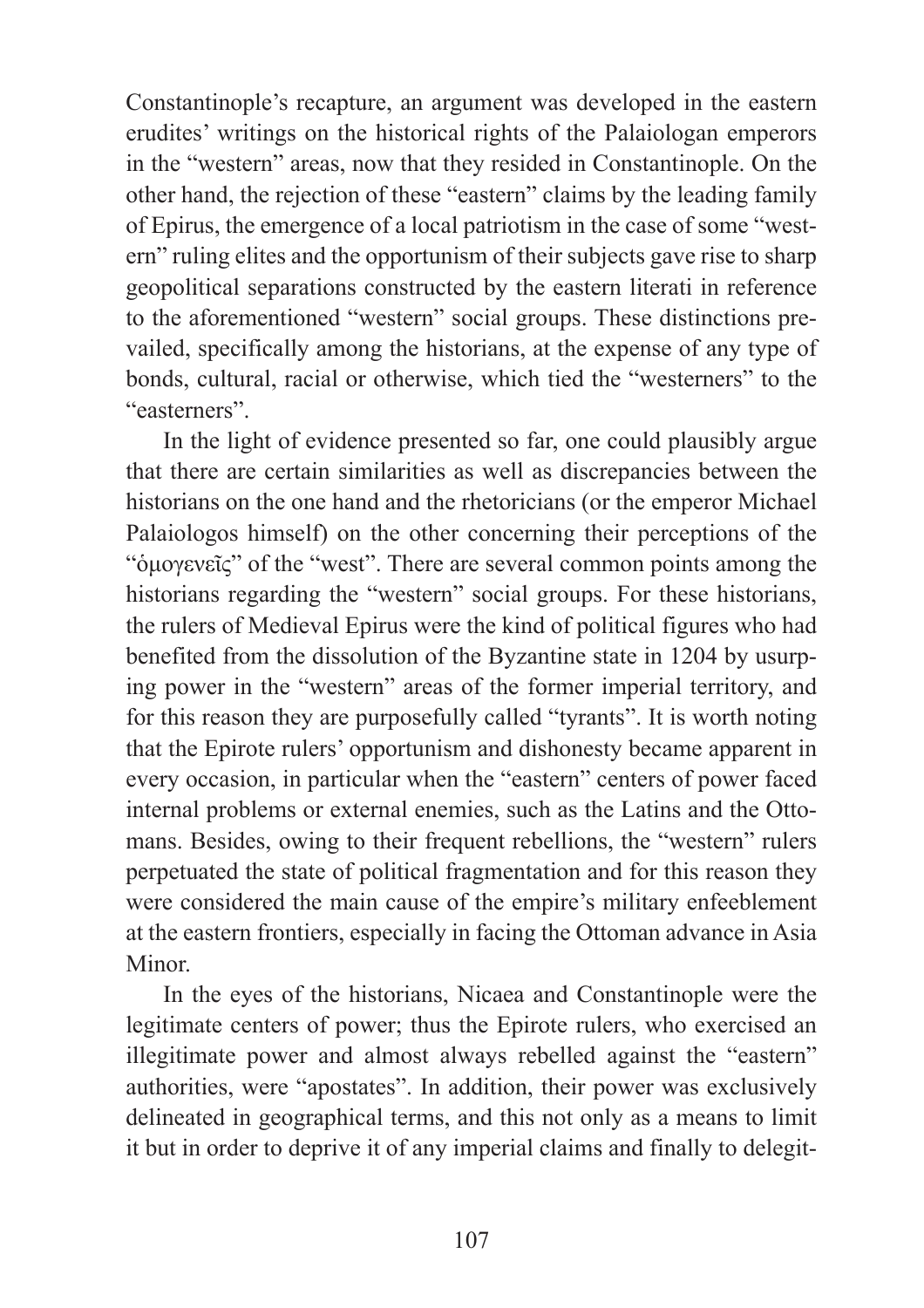Constantinople's recapture, an argument was developed in the eastern erudites' writings on the historical rights of the Palaiologan emperors in the "western" areas, now that they resided in Constantinople. On the other hand, the rejection of these "eastern" claims by the leading family of Epirus, the emergence of a local patriotism in the case of some "western" ruling elites and the opportunism of their subjects gave rise to sharp geopolitical separations constructed by the eastern literati in reference to the aforementioned "western" social groups. These distinctions prevailed, specifically among the historians, at the expense of any type of bonds, cultural, racial or otherwise, which tied the "westerners" to the "easterners".

In the light of evidence presented so far, one could plausibly argue that there are certain similarities as well as discrepancies between the historians on the one hand and the rhetoricians (or the emperor Michael Palaiologos himself) on the other concerning their perceptions of the "ὁμογενεῖς" of the "west". There are several common points among the historians regarding the "western" social groups. For these historians, the rulers of Medieval Epirus were the kind of political figures who had benefited from the dissolution of the Byzantine state in 1204 by usurping power in the "western" areas of the former imperial territory, and for this reason they are purposefully called "tyrants". It is worth noting that the Epirote rulers' opportunism and dishonesty became apparent in every occasion, in particular when the "eastern" centers of power faced internal problems or external enemies, such as the Latins and the Ottomans. Besides, owing to their frequent rebellions, the "western" rulers perpetuated the state of political fragmentation and for this reason they were considered the main cause of the empire's military enfeeblement at the eastern frontiers, especially in facing the Ottoman advance in Asia Minor.

In the eyes of the historians, Nicaea and Constantinople were the legitimate centers of power; thus the Epirote rulers, who exercised an illegitimate power and almost always rebelled against the "eastern" authorities, were "apostates". In addition, their power was exclusively delineated in geographical terms, and this not only as a means to limit it but in order to deprive it of any imperial claims and finally to delegit-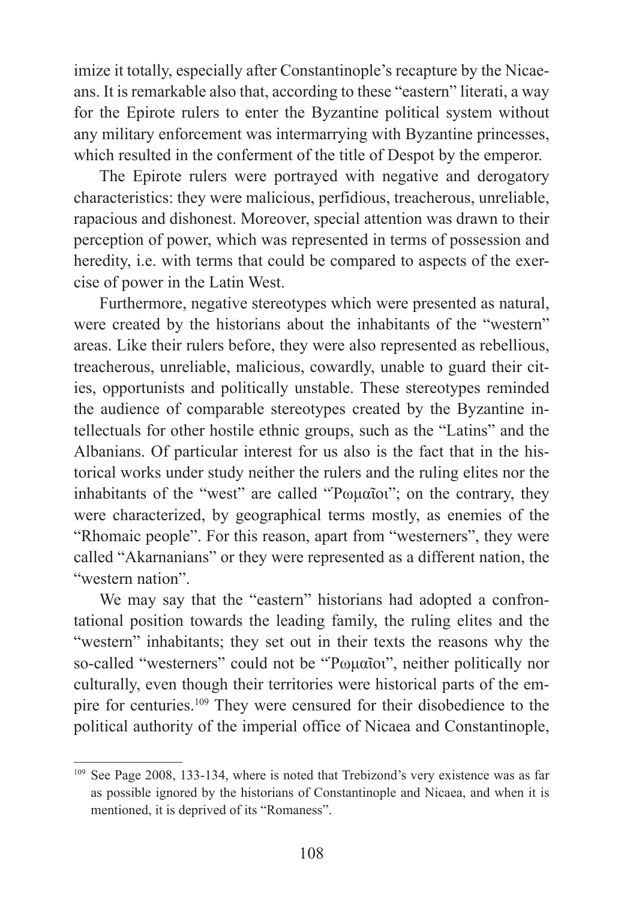imize it totally, especially after Constantinople's recapture by the Nicaeans. It is remarkable also that, according to these "eastern" literati, a way for the Epirote rulers to enter the Byzantine political system without any military enforcement was intermarrying with Byzantine princesses, which resulted in the conferment of the title of Despot by the emperor.

The Epirote rulers were portrayed with negative and derogatory characteristics: they were malicious, perfidious, treacherous, unreliable, rapacious and dishonest. Moreover, special attention was drawn to their perception of power, which was represented in terms of possession and heredity, i.e. with terms that could be compared to aspects of the exercise of power in the Latin West.

Furthermore, negative stereotypes which were presented as natural, were created by the historians about the inhabitants of the "western" areas. Like their rulers before, they were also represented as rebellious, treacherous, unreliable, malicious, cowardly, unable to guard their cities, opportunists and politically unstable. These stereotypes reminded the audience of comparable stereotypes created by the Byzantine intellectuals for other hostile ethnic groups, such as the "Latins" and the Albanians. Of particular interest for us also is the fact that in the historical works under study neither the rulers and the ruling elites nor the inhabitants of the "west" are called "Ῥωμαῖοι"; on the contrary, they were characterized, by geographical terms mostly, as enemies of the "Rhomaic people". For this reason, apart from "westerners", they were called "Akarnanians" or they were represented as a different nation, the "western nation".

We may say that the "eastern" historians had adopted a confrontational position towards the leading family, the ruling elites and the "western" inhabitants; they set out in their texts the reasons why the so-called "westerners" could not be "Ῥωμαῖοι", neither politically nor culturally, even though their territories were historical parts of the empire for centuries.[109] They were censured for their disobedience to the political authority of the imperial office of Nicaea and Constantinople,

[109] See Page 2008, 133-134, where is noted that Trebizond's very existence was as far as possible ignored by the historians of Constantinople and Nicaea, and when it is mentioned, it is deprived of its "Romaness".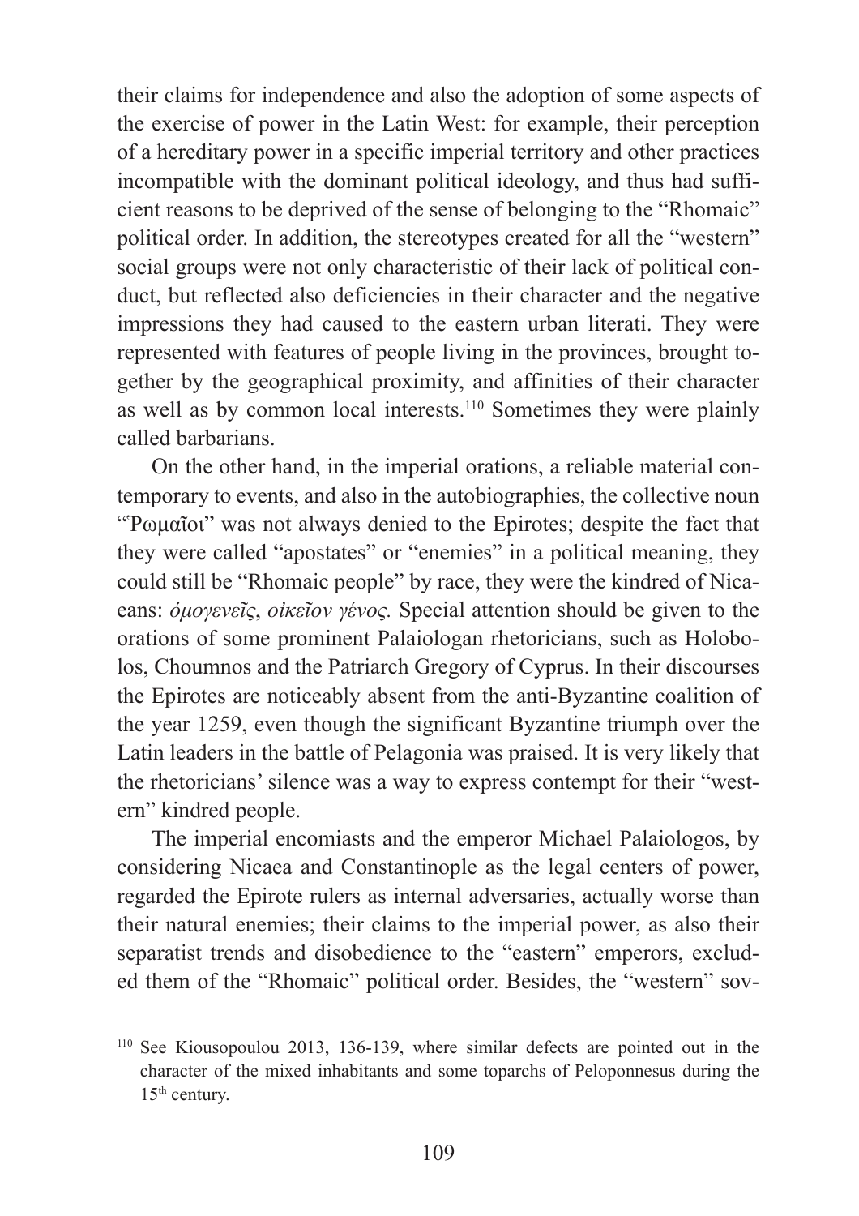their claims for independence and also the adoption of some aspects of the exercise of power in the Latin West: for example, their perception of a hereditary power in a specific imperial territory and other practices incompatible with the dominant political ideology, and thus had sufficient reasons to be deprived of the sense of belonging to the "Rhomaic" political order. In addition, the stereotypes created for all the "western" social groups were not only characteristic of their lack of political conduct, but reflected also deficiencies in their character and the negative impressions they had caused to the eastern urban literati. They were represented with features of people living in the provinces, brought together by the geographical proximity, and affinities of their character as well as by common local interests.[110] Sometimes they were plainly called barbarians.

On the other hand, in the imperial orations, a reliable material contemporary to events, and also in the autobiographies, the collective noun "Ῥωμαῖοι" was not always denied to the Epirotes; despite the fact that they were called "apostates" or "enemies" in a political meaning, they could still be "Rhomaic people" by race, they were the kindred of Nicaeans: *ὁμογενεῖς*, *οἰκεῖον γένος.* Special attention should be given to the orations of some prominent Palaiologan rhetoricians, such as Holobolos, Choumnos and the Patriarch Gregory of Cyprus. In their discourses the Epirotes are noticeably absent from the anti-Byzantine coalition of the year 1259, even though the significant Byzantine triumph over the Latin leaders in the battle of Pelagonia was praised. It is very likely that the rhetoricians' silence was a way to express contempt for their "western" kindred people.

The imperial encomiasts and the emperor Michael Palaiologos, by considering Nicaea and Constantinople as the legal centers of power, regarded the Epirote rulers as internal adversaries, actually worse than their natural enemies; their claims to the imperial power, as also their separatist trends and disobedience to the "eastern" emperors, excluded them of the "Rhomaic" political order. Besides, the "western" sov-

---

[110] See Kiousopoulou 2013, 136-139, where similar defects are pointed out in the character of the mixed inhabitants and some toparchs of Peloponnesus during the 15th century.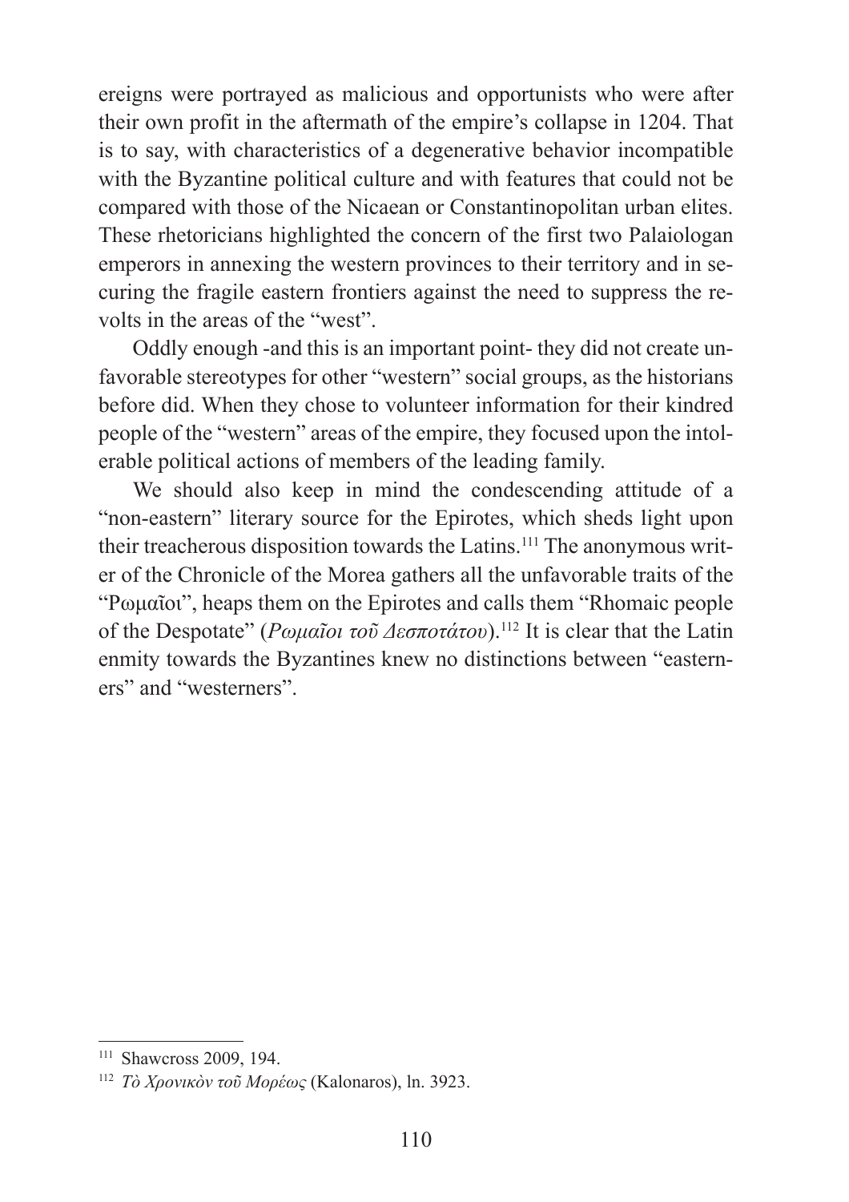ereigns were portrayed as malicious and opportunists who were after their own profit in the aftermath of the empire's collapse in 1204. That is to say, with characteristics of a degenerative behavior incompatible with the Byzantine political culture and with features that could not be compared with those of the Nicaean or Constantinopolitan urban elites. These rhetoricians highlighted the concern of the first two Palaiologan emperors in annexing the western provinces to their territory and in securing the fragile eastern frontiers against the need to suppress the revolts in the areas of the "west".

Oddly enough -and this is an important point- they did not create unfavorable stereotypes for other "western" social groups, as the historians before did. When they chose to volunteer information for their kindred people of the "western" areas of the empire, they focused upon the intolerable political actions of members of the leading family.

We should also keep in mind the condescending attitude of a "non-eastern" literary source for the Epirotes, which sheds light upon their treacherous disposition towards the Latins.[111] The anonymous writer of the Chronicle of the Morea gathers all the unfavorable traits of the "Ρωμαῖοι", heaps them on the Epirotes and calls them "Rhomaic people of the Despotate" (*Ρωμαῖοι τοῦ Δεσποτάτου*).[112] It is clear that the Latin enmity towards the Byzantines knew no distinctions between "easterners" and "westerners".

---

[111] Shawcross 2009, 194.

[112] *Τὸ Χρονικὸν τοῦ Μορέως* (Kalonaros), ln. 3923.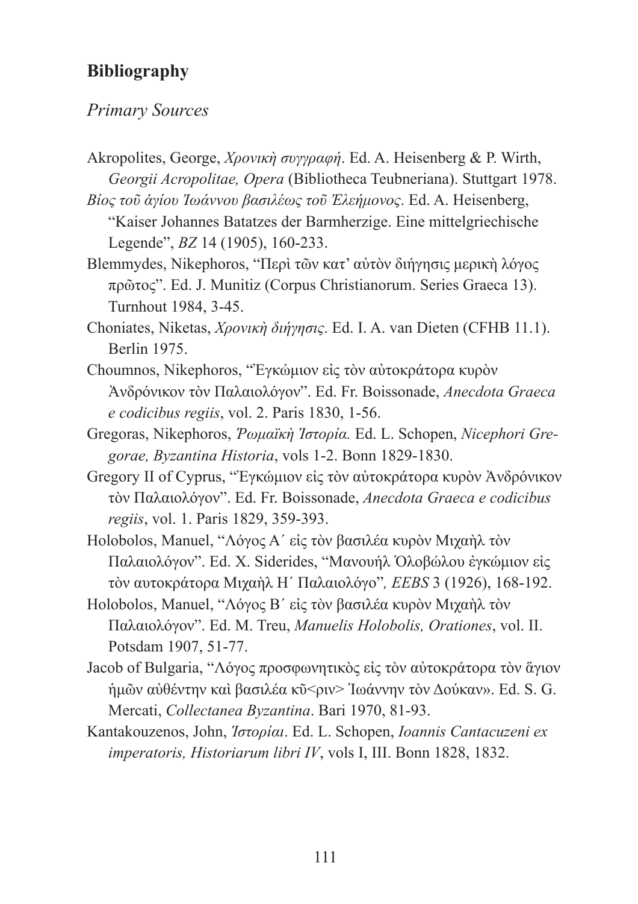## Bibliography

### *Primary Sources*

Akropolites, George, *Χρονικὴ συγγραφή*. Ed. A. Heisenberg & P. Wirth, *Georgii Acropolitae, Opera* (Bibliotheca Teubneriana). Stuttgart 1978.

*Βίος τοῦ ἁγίου Ἰωάννου βασιλέως τοῦ Ἐλεήμονος*. Ed. A. Heisenberg, "Kaiser Johannes Batatzes der Barmherzige. Eine mittelgriechische Legende", *BZ* 14 (1905), 160-233.

Blemmydes, Nikephoros, "Περὶ τῶν κατ' αὐτὸν διήγησις μερικὴ λόγος πρῶτος". Ed. J. Munitiz (Corpus Christianorum. Series Graeca 13). Turnhout 1984, 3-45.

Choniates, Niketas, *Χρονικὴ διήγησις*. Ed. I. A. van Dieten (CFHB 11.1). Berlin 1975.

Choumnos, Nikephoros, "Ἐγκώμιον εἰς τὸν αὐτοκράτορα κυρὸν Ἀνδρόνικον τὸν Παλαιολόγον". Ed. Fr. Boissonade, *Anecdota Graeca e codicibus regiis*, vol. 2. Paris 1830, 1-56.

Gregoras, Nikephoros, *Ῥωμαϊκὴ Ἱστορία.* Ed. L. Schopen, *Nicephori Gregorae, Byzantina Historia*, vols 1-2. Bonn 1829-1830.

Gregory II of Cyprus, "Ἐγκώμιον εἰς τὸν αὐτοκράτορα κυρὸν Ἀνδρόνικον τὸν Παλαιολόγον". Ed. Fr. Boissonade, *Anecdota Graeca e codicibus regiis*, vol. 1. Paris 1829, 359-393.

Holobolos, Manuel, "Λόγος Α΄ εἰς τὸν βασιλέα κυρὸν Μιχαὴλ τὸν Παλαιολόγον". Ed. X. Siderides, "Μανουήλ Ὁλοβώλου ἐγκώμιον εἰς τὸν αυτοκράτορα Μιχαὴλ Η΄ Παλαιολόγο"*, EEBS* 3 (1926), 168-192.

Holobolos, Manuel, "Λόγος Β΄ εἰς τὸν βασιλέα κυρὸν Μιχαὴλ τὸν Παλαιολόγον". Ed. M. Treu, *Manuelis Holobolis, Orationes*, vol. II. Potsdam 1907, 51-77.

Jacob of Bulgaria, "Λόγος προσφωνητικὸς εἰς τὸν αὐτοκράτορα τὸν ἅγιον ἡμῶν αὐθέντην καὶ βασιλέα κῦ<ριν> Ἰωάννην τὸν Δούκαν». Ed. S. G. Mercati, *Collectanea Byzantina*. Bari 1970, 81-93.

Kantakouzenos, John, *Ἱστορίαι*. Ed. L. Schopen, *Ioannis Cantacuzeni ex imperatoris, Historiarum libri IV*, vols I, III. Bonn 1828, 1832.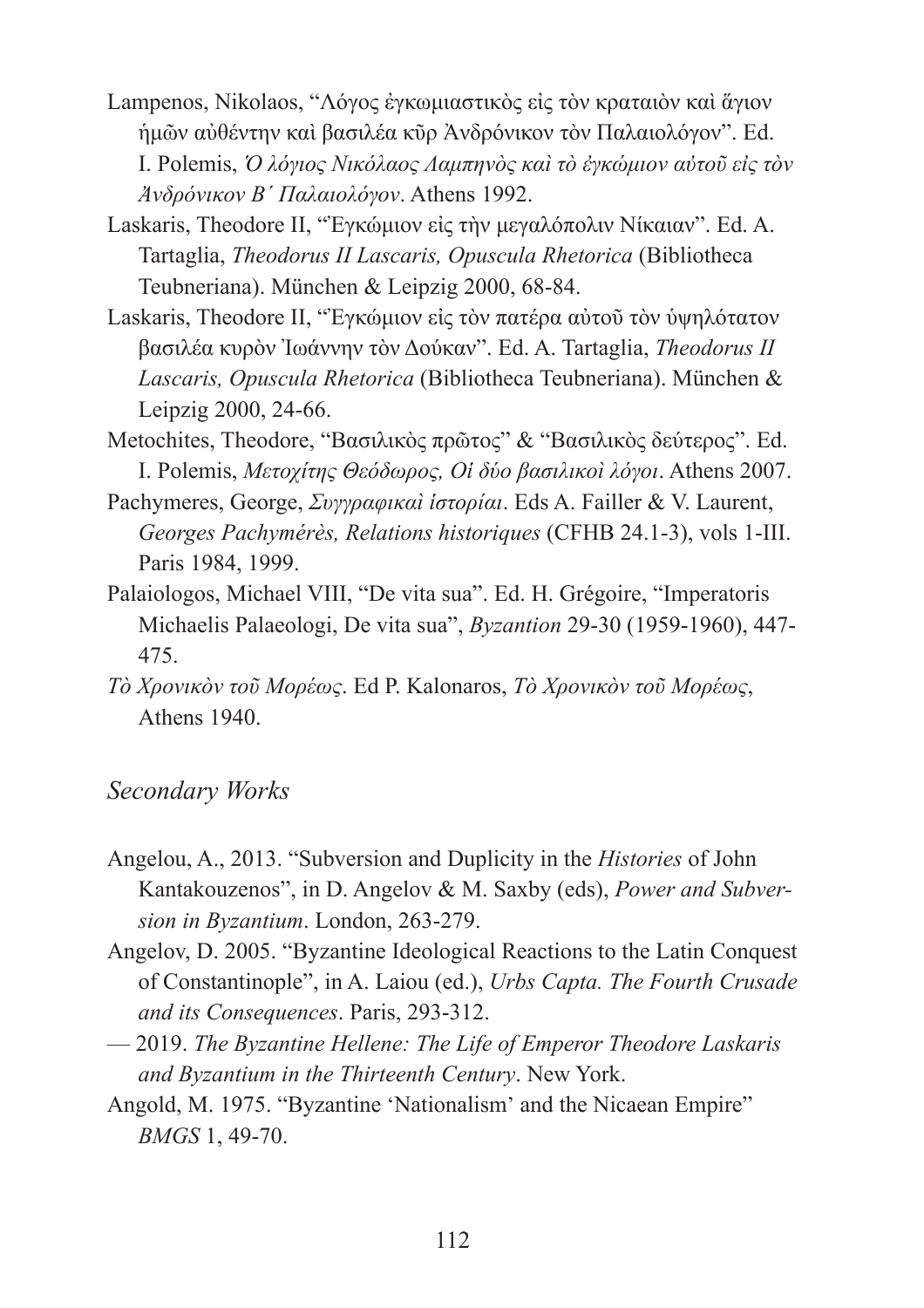Lampenos, Nikolaos, "Λόγος ἐγκωμιαστικὸς εἰς τὸν κραταιὸν καὶ ἅγιον ἡμῶν αὐθέντην καὶ βασιλέα κῦρ Ἀνδρόνικον τὸν Παλαιολόγον". Ed. I. Polemis, *Ὁ λόγιος Νικόλαος Λαμπηνὸς καὶ τὸ ἐγκώμιον αὐτοῦ εἰς τὸν Ἀνδρόνικον Β΄ Παλαιολόγον*. Athens 1992.

Laskaris, Theodore II, "Ἐγκώμιον εἰς τὴν μεγαλόπολιν Νίκαιαν". Ed. A. Tartaglia, *Theodorus II Lascaris, Opuscula Rhetorica* (Bibliotheca Teubneriana). München & Leipzig 2000, 68-84.

Laskaris, Theodore II, "Ἐγκώμιον εἰς τὸν πατέρα αὐτοῦ τὸν ὑψηλότατον βασιλέα κυρὸν Ἰωάννην τὸν Δούκαν". Ed. A. Tartaglia, *Theodorus II Lascaris, Opuscula Rhetorica* (Bibliotheca Teubneriana). München & Leipzig 2000, 24-66.

Metochites, Theodore, "Βασιλικὸς πρῶτος" & "Βασιλικὸς δεύτερος". Ed. I. Polemis, *Μετοχίτης Θεόδωρος, Οἱ δύο βασιλικοὶ λόγοι*. Athens 2007.

Pachymeres, George, *Συγγραφικαὶ ἱστορίαι*. Eds A. Failler & V. Laurent, *Georges Pachymérès, Relations historiques* (CFHB 24.1-3), vols 1-III. Paris 1984, 1999.

Palaiologos, Michael VIII, "De vita sua". Ed. H. Grégoire, "Imperatoris Michaelis Palaeologi, De vita sua", *Byzantion* 29-30 (1959-1960), 447-475.

*Τὸ Χρονικὸν τοῦ Μορέως*. Ed P. Kalonaros, *Τὸ Χρονικὸν τοῦ Μορέως*, Athens 1940.

## *Secondary Works*

Angelou, A., 2013. "Subversion and Duplicity in the *Histories* of John Kantakouzenos", in D. Angelov & M. Saxby (eds), *Power and Subversion in Byzantium*. London, 263-279.

Angelov, D. 2005. "Byzantine Ideological Reactions to the Latin Conquest of Constantinople", in A. Laiou (ed.), *Urbs Capta. The Fourth Crusade and its Consequences*. Paris, 293-312.

— 2019. *The Byzantine Hellene: The Life of Emperor Theodore Laskaris and Byzantium in the Thirteenth Century*. New York.

Angold, M. 1975. "Byzantine 'Nationalism' and the Nicaean Empire" *BMGS* 1, 49-70.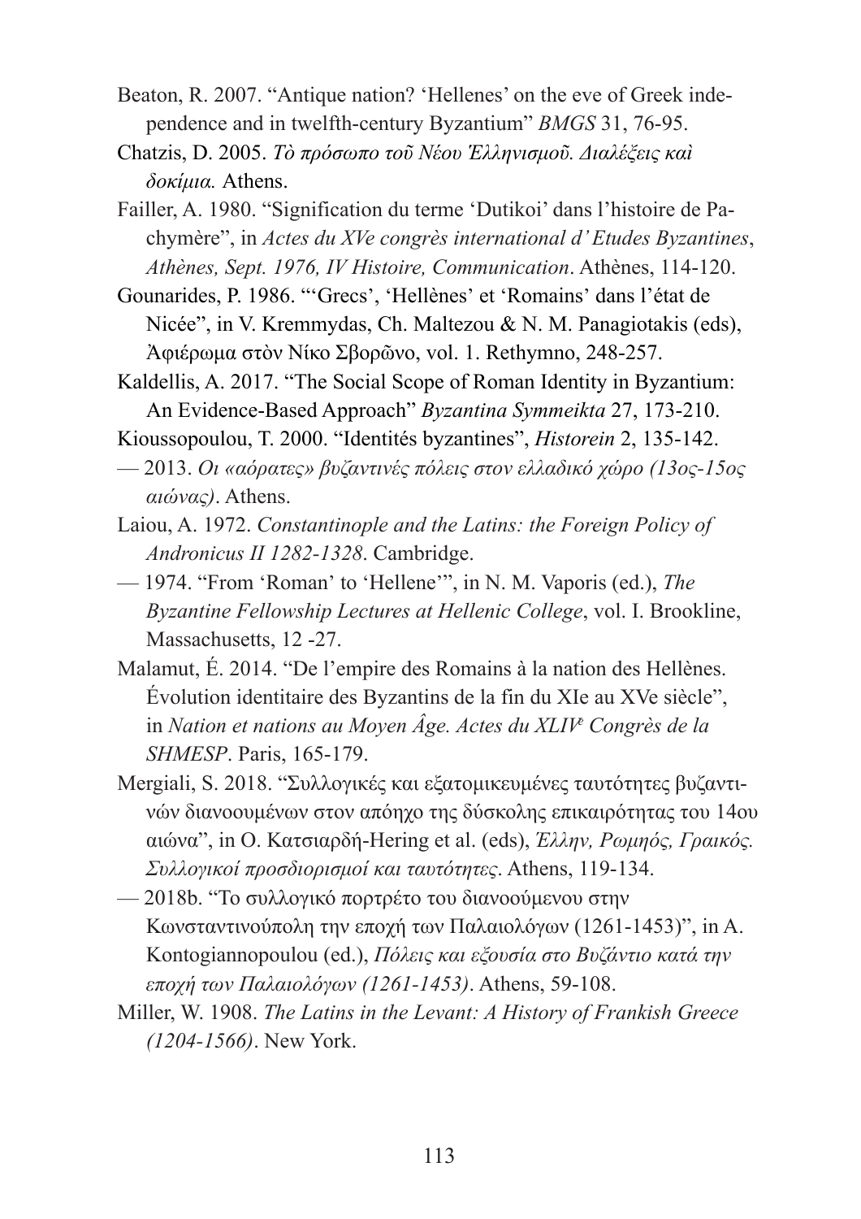Beaton, R. 2007. "Antique nation? 'Hellenes' on the eve of Greek independence and in twelfth-century Byzantium" *BMGS* 31, 76-95.

Chatzis, D. 2005. *Τὸ πρόσωπο τοῦ Νέου Ἑλληνισμοῦ. Διαλέξεις καὶ δοκίμια.* Athens.

Failler, A. 1980. "Signification du terme 'Dutikoi' dans l'histoire de Pachymère", in *Actes du XVe congrès international d' Etudes Byzantines, Athènes, Sept. 1976, IV Histoire, Communication*. Athènes, 114-120.

Gounarides, P. 1986. "'Grecs', 'Hellènes' et 'Romains' dans l'état de Nicée", in V. Kremmydas, Ch. Maltezou & N. M. Panagiotakis (eds), Ἀφιέρωμα στὸν Νίκο Σβορῶνο, vol. 1. Rethymno, 248-257.

Kaldellis, A. 2017. "The Social Scope of Roman Identity in Byzantium: An Evidence-Based Approach" *Byzantina Symmeikta* 27, 173-210.

Kioussopoulou, T. 2000. "Identités byzantines", *Historein* 2, 135-142.

— 2013. *Οι «αόρατες» βυζαντινές πόλεις στον ελλαδικό χώρο (13ος-15ος αιώνας)*. Athens.

Laiou, A. 1972. *Constantinople and the Latins: the Foreign Policy of Andronicus II 1282-1328*. Cambridge.

— 1974. "From 'Roman' to 'Hellene'", in N. M. Vaporis (ed.), *The Byzantine Fellowship Lectures at Hellenic College*, vol. I. Brookline, Massachusetts, 12 -27.

Malamut, É. 2014. "De l'empire des Romains à la nation des Hellènes. Évolution identitaire des Byzantins de la fin du XIe au XVe siècle", in *Nation et nations au Moyen Âge. Actes du XLIVe Congrès de la SHMESP*. Paris, 165-179.

Mergiali, S. 2018. "Συλλογικές και εξατομικευμένες ταυτότητες βυζαντινών διανοουμένων στον απόηχο της δύσκολης επικαιρότητας του 14ου αιώνα", in O. Κατσιαρδή-Hering et al. (eds), *Έλλην, Ρωμηός, Γραικός. Συλλογικοί προσδιορισμοί και ταυτότητες*. Athens, 119-134.

— 2018b. "Το συλλογικό πορτρέτο του διανοούμενου στην Κωνσταντινούπολη την εποχή των Παλαιολόγων (1261-1453)", in A. Kontogiannopoulou (ed.), *Πόλεις και εξουσία στο Βυζάντιο κατά την εποχή των Παλαιολόγων (1261-1453)*. Athens, 59-108.

Miller, W. 1908. *The Latins in the Levant: A History of Frankish Greece (1204-1566)*. New York.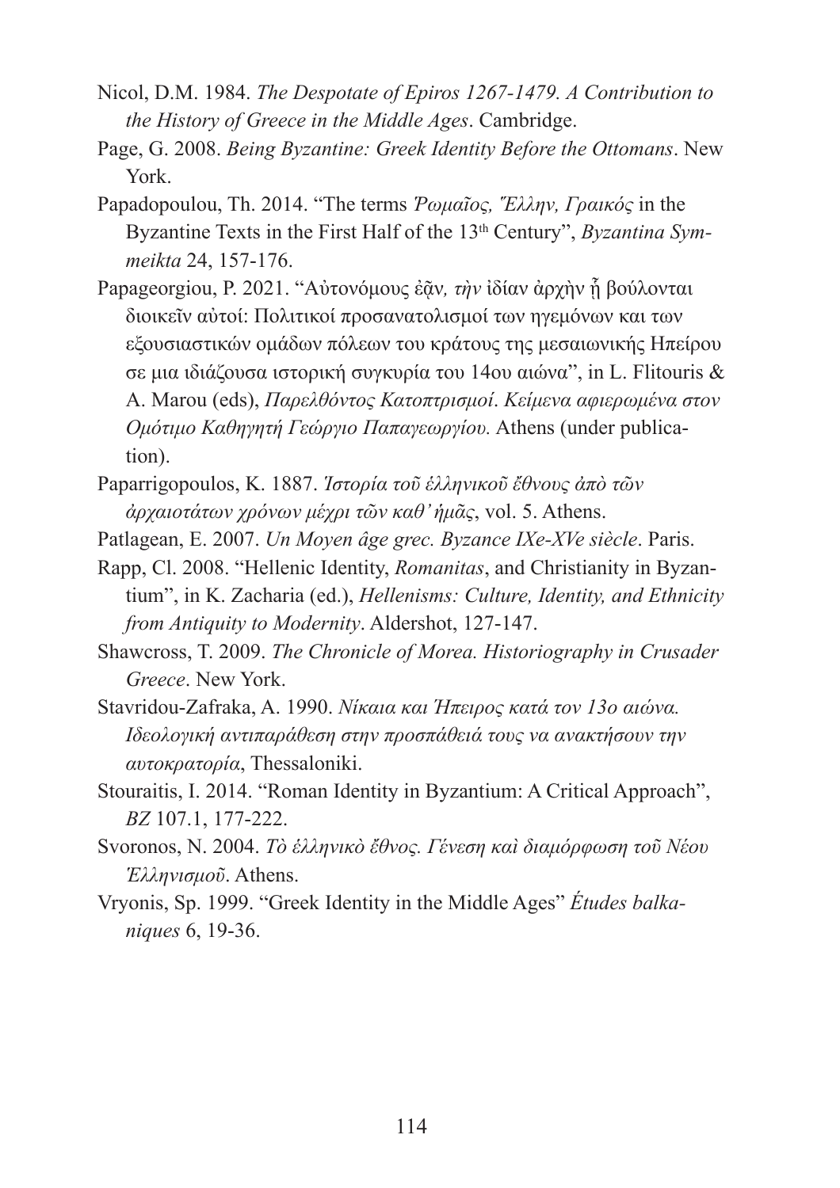Nicol, D.M. 1984. *The Despotate of Epiros 1267-1479. A Contribution to the History of Greece in the Middle Ages*. Cambridge.

Page, G. 2008. *Being Byzantine: Greek Identity Before the Ottomans*. New York.

Papadopoulou, Th. 2014. "The terms *Ῥωμαῖος, Ἕλλην, Γραικός* in the Byzantine Texts in the First Half of the 13th Century", *Byzantina Symmeikta* 24, 157-176.

Papageorgiou, P. 2021. "Αὐτονόμους ἐᾶν*, τὴν* ἰδίαν ἀρχὴν ἣ βούλονται διοικεῖν αὐτοί: Πολιτικοί προσανατολισμοί των ηγεμόνων και των εξουσιαστικών ομάδων πόλεων του κράτους της μεσαιωνικής Ηπείρου σε μια ιδιάζουσα ιστορική συγκυρία του 14ου αιώνα", in L. Flitouris & A. Marou (eds), *Παρελθόντος Κατοπτρισμοί*. *Κείμενα αφιερωμένα στον Ομότιμο Καθηγητή Γεώργιο Παπαγεωργίου*. Athens (under publication).

Paparrigopoulos, K. 1887. *Ἱστορία τοῦ ἑλληνικοῦ ἔθνους ἀπὸ τῶν ἀρχαιοτάτων χρόνων μέχρι τῶν καθ' ἡμᾶς*, vol. 5. Athens.

Patlagean, E. 2007. *Un Moyen âge grec. Byzance IXe-XVe siècle*. Paris.

Rapp, Cl. 2008. "Hellenic Identity, *Romanitas*, and Christianity in Byzantium", in K. Zacharia (ed.), *Hellenisms: Culture, Identity, and Ethnicity from Antiquity to Modernity*. Aldershot, 127-147.

Shawcross, T. 2009. *The Chronicle of Morea. Historiography in Crusader Greece*. New York.

Stavridou-Zafraka, A. 1990. *Νίκαια και Ήπειρος κατά τον 13ο αιώνα. Ιδεολογική αντιπαράθεση στην προσπάθειά τους να ανακτήσουν την αυτοκρατορία*, Thessaloniki.

Stouraitis, I. 2014. "Roman Identity in Byzantium: A Critical Approach", *BZ* 107.1, 177-222.

Svoronos, N. 2004. *Τὸ ἑλληνικὸ ἔθνος. Γένεση καὶ διαμόρφωση τοῦ Νέου Ἑλληνισμοῦ*. Athens.

Vryonis, Sp. 1999. "Greek Identity in the Middle Ages" *Études balkaniques* 6, 19-36.